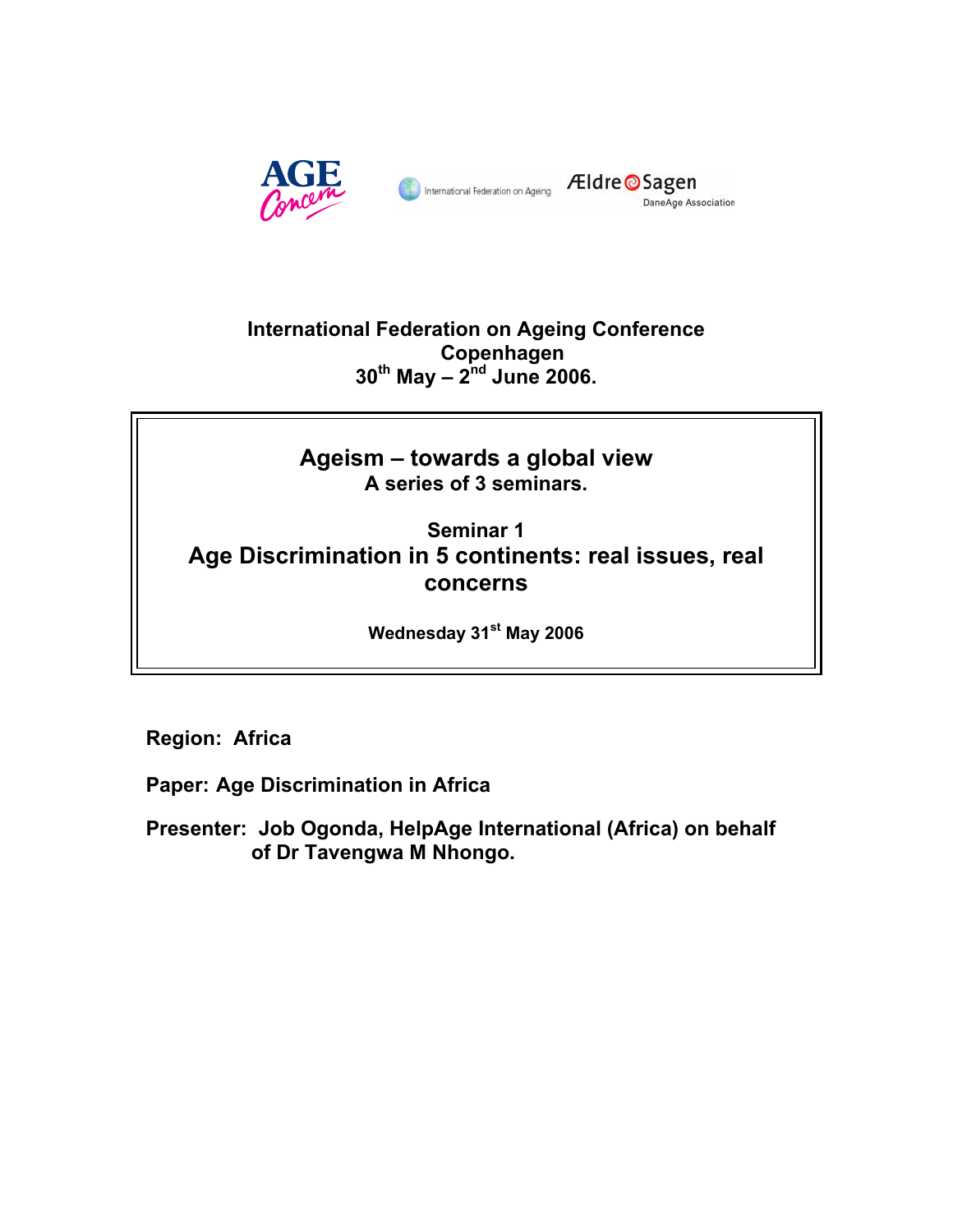International Federation on Ageing Conference
Copenhagen
30th May – 2nd June 2006.

# Ageism – towards a global view

**A series of 3 seminars.**

## Seminar 1
## Age Discrimination in 5 continents: real issues, real concerns

**Wednesday 31st May 2006**

**Region: Africa**

**Paper: Age Discrimination in Africa**

**Presenter: Job Ogonda, HelpAge International (Africa) on behalf of Dr Tavengwa M Nhongo.**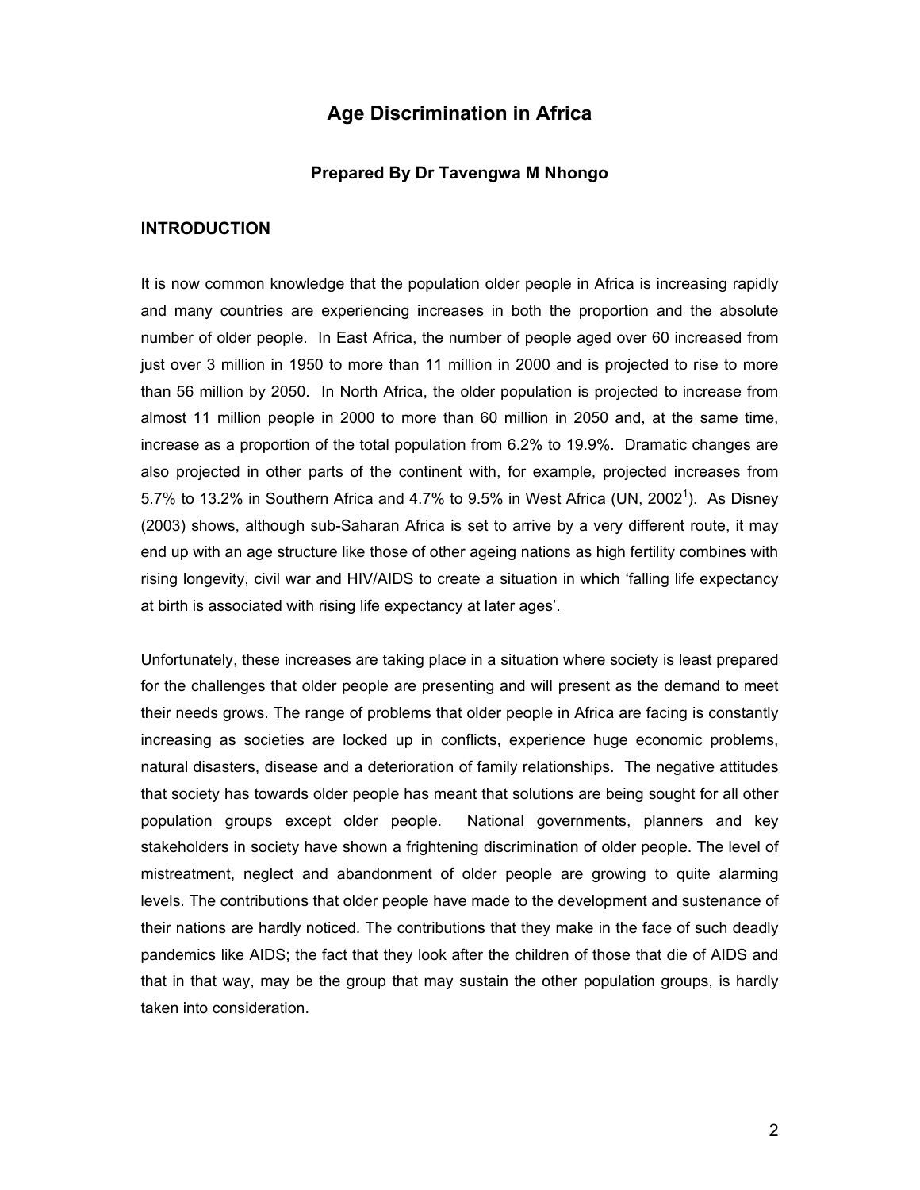# Age Discrimination in Africa

**Prepared By Dr Tavengwa M Nhongo**

## INTRODUCTION

It is now common knowledge that the population older people in Africa is increasing rapidly and many countries are experiencing increases in both the proportion and the absolute number of older people. In East Africa, the number of people aged over 60 increased from just over 3 million in 1950 to more than 11 million in 2000 and is projected to rise to more than 56 million by 2050. In North Africa, the older population is projected to increase from almost 11 million people in 2000 to more than 60 million in 2050 and, at the same time, increase as a proportion of the total population from 6.2% to 19.9%. Dramatic changes are also projected in other parts of the continent with, for example, projected increases from 5.7% to 13.2% in Southern Africa and 4.7% to 9.5% in West Africa (UN, 2002[1]). As Disney (2003) shows, although sub-Saharan Africa is set to arrive by a very different route, it may end up with an age structure like those of other ageing nations as high fertility combines with rising longevity, civil war and HIV/AIDS to create a situation in which 'falling life expectancy at birth is associated with rising life expectancy at later ages'.

Unfortunately, these increases are taking place in a situation where society is least prepared for the challenges that older people are presenting and will present as the demand to meet their needs grows. The range of problems that older people in Africa are facing is constantly increasing as societies are locked up in conflicts, experience huge economic problems, natural disasters, disease and a deterioration of family relationships. The negative attitudes that society has towards older people has meant that solutions are being sought for all other population groups except older people. National governments, planners and key stakeholders in society have shown a frightening discrimination of older people. The level of mistreatment, neglect and abandonment of older people are growing to quite alarming levels. The contributions that older people have made to the development and sustenance of their nations are hardly noticed. The contributions that they make in the face of such deadly pandemics like AIDS; the fact that they look after the children of those that die of AIDS and that in that way, may be the group that may sustain the other population groups, is hardly taken into consideration.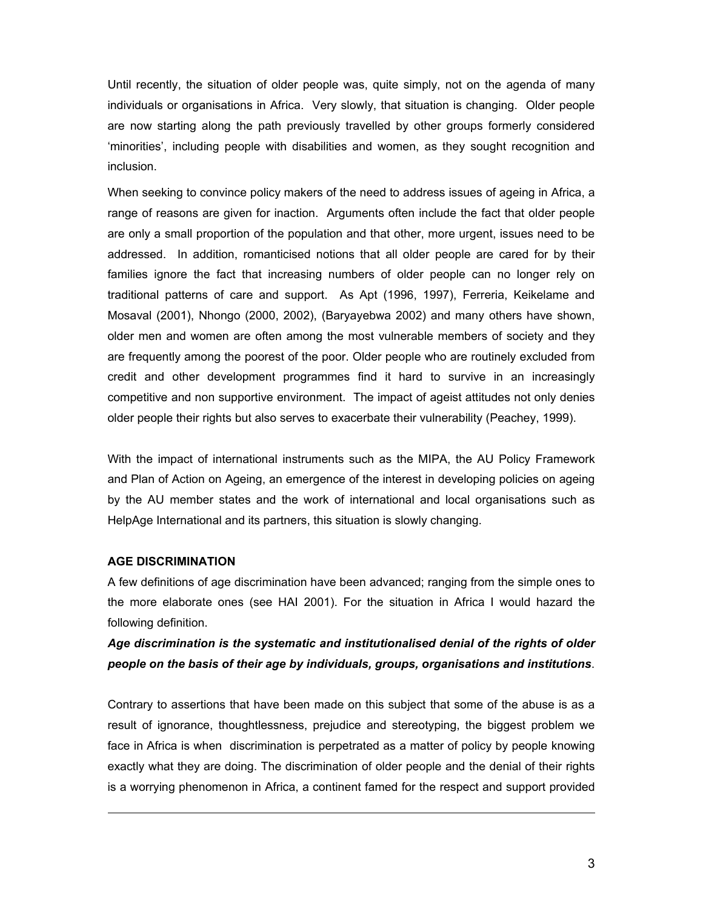Until recently, the situation of older people was, quite simply, not on the agenda of many individuals or organisations in Africa. Very slowly, that situation is changing. Older people are now starting along the path previously travelled by other groups formerly considered 'minorities', including people with disabilities and women, as they sought recognition and inclusion.

When seeking to convince policy makers of the need to address issues of ageing in Africa, a range of reasons are given for inaction. Arguments often include the fact that older people are only a small proportion of the population and that other, more urgent, issues need to be addressed. In addition, romanticised notions that all older people are cared for by their families ignore the fact that increasing numbers of older people can no longer rely on traditional patterns of care and support. As Apt (1996, 1997), Ferreria, Keikelame and Mosaval (2001), Nhongo (2000, 2002), (Baryayebwa 2002) and many others have shown, older men and women are often among the most vulnerable members of society and they are frequently among the poorest of the poor. Older people who are routinely excluded from credit and other development programmes find it hard to survive in an increasingly competitive and non supportive environment. The impact of ageist attitudes not only denies older people their rights but also serves to exacerbate their vulnerability (Peachey, 1999).

With the impact of international instruments such as the MIPA, the AU Policy Framework and Plan of Action on Ageing, an emergence of the interest in developing policies on ageing by the AU member states and the work of international and local organisations such as HelpAge International and its partners, this situation is slowly changing.

## AGE DISCRIMINATION

A few definitions of age discrimination have been advanced; ranging from the simple ones to the more elaborate ones (see HAI 2001). For the situation in Africa I would hazard the following definition.

***Age discrimination is the systematic and institutionalised denial of the rights of older people on the basis of their age by individuals, groups, organisations and institutions***.

Contrary to assertions that have been made on this subject that some of the abuse is as a result of ignorance, thoughtlessness, prejudice and stereotyping, the biggest problem we face in Africa is when discrimination is perpetrated as a matter of policy by people knowing exactly what they are doing. The discrimination of older people and the denial of their rights is a worrying phenomenon in Africa, a continent famed for the respect and support provided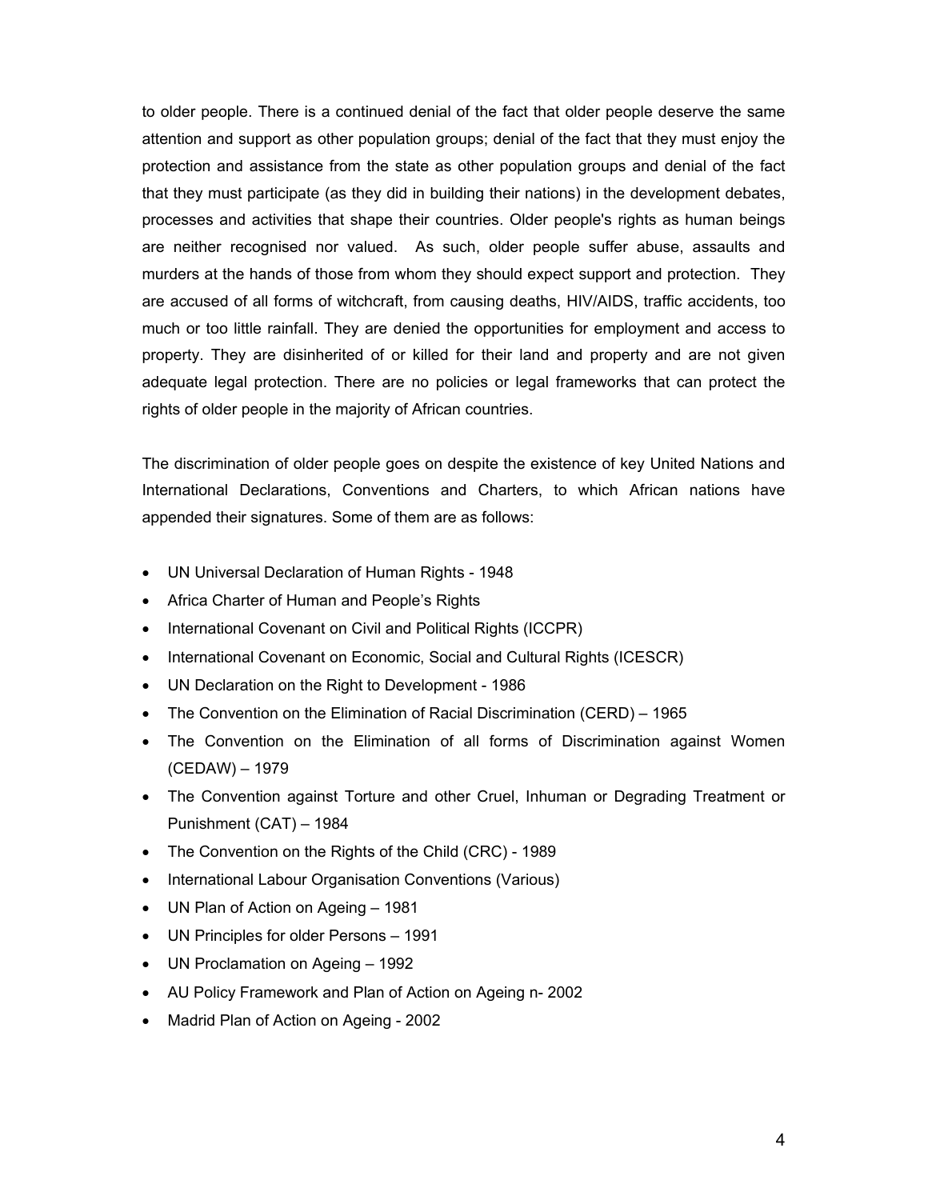to older people. There is a continued denial of the fact that older people deserve the same attention and support as other population groups; denial of the fact that they must enjoy the protection and assistance from the state as other population groups and denial of the fact that they must participate (as they did in building their nations) in the development debates, processes and activities that shape their countries. Older people's rights as human beings are neither recognised nor valued. As such, older people suffer abuse, assaults and murders at the hands of those from whom they should expect support and protection. They are accused of all forms of witchcraft, from causing deaths, HIV/AIDS, traffic accidents, too much or too little rainfall. They are denied the opportunities for employment and access to property. They are disinherited of or killed for their land and property and are not given adequate legal protection. There are no policies or legal frameworks that can protect the rights of older people in the majority of African countries.

The discrimination of older people goes on despite the existence of key United Nations and International Declarations, Conventions and Charters, to which African nations have appended their signatures. Some of them are as follows:

- UN Universal Declaration of Human Rights - 1948
- Africa Charter of Human and People's Rights
- International Covenant on Civil and Political Rights (ICCPR)
- International Covenant on Economic, Social and Cultural Rights (ICESCR)
- UN Declaration on the Right to Development - 1986
- The Convention on the Elimination of Racial Discrimination (CERD) – 1965
- The Convention on the Elimination of all forms of Discrimination against Women (CEDAW) – 1979
- The Convention against Torture and other Cruel, Inhuman or Degrading Treatment or Punishment (CAT) – 1984
- The Convention on the Rights of the Child (CRC) - 1989
- International Labour Organisation Conventions (Various)
- UN Plan of Action on Ageing – 1981
- UN Principles for older Persons – 1991
- UN Proclamation on Ageing – 1992
- AU Policy Framework and Plan of Action on Ageing n- 2002
- Madrid Plan of Action on Ageing - 2002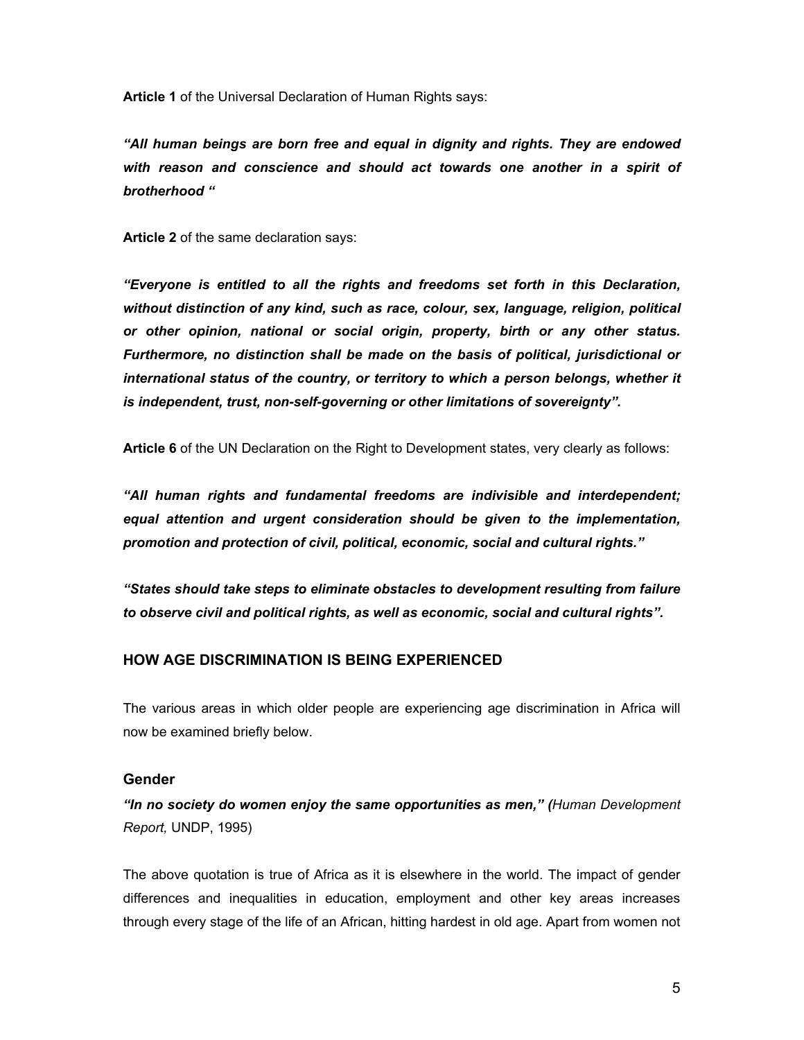**Article 1** of the Universal Declaration of Human Rights says:

***"All human beings are born free and equal in dignity and rights. They are endowed with reason and conscience and should act towards one another in a spirit of brotherhood "***

**Article 2** of the same declaration says:

***"Everyone is entitled to all the rights and freedoms set forth in this Declaration, without distinction of any kind, such as race, colour, sex, language, religion, political or other opinion, national or social origin, property, birth or any other status. Furthermore, no distinction shall be made on the basis of political, jurisdictional or international status of the country, or territory to which a person belongs, whether it is independent, trust, non-self-governing or other limitations of sovereignty".***

**Article 6** of the UN Declaration on the Right to Development states, very clearly as follows:

***"All human rights and fundamental freedoms are indivisible and interdependent; equal attention and urgent consideration should be given to the implementation, promotion and protection of civil, political, economic, social and cultural rights."***

***"States should take steps to eliminate obstacles to development resulting from failure to observe civil and political rights, as well as economic, social and cultural rights".***

## HOW AGE DISCRIMINATION IS BEING EXPERIENCED

The various areas in which older people are experiencing age discrimination in Africa will now be examined briefly below.

### Gender

***"In no society do women enjoy the same opportunities as men," (****Human Development Report,* UNDP, 1995)

The above quotation is true of Africa as it is elsewhere in the world. The impact of gender differences and inequalities in education, employment and other key areas increases through every stage of the life of an African, hitting hardest in old age. Apart from women not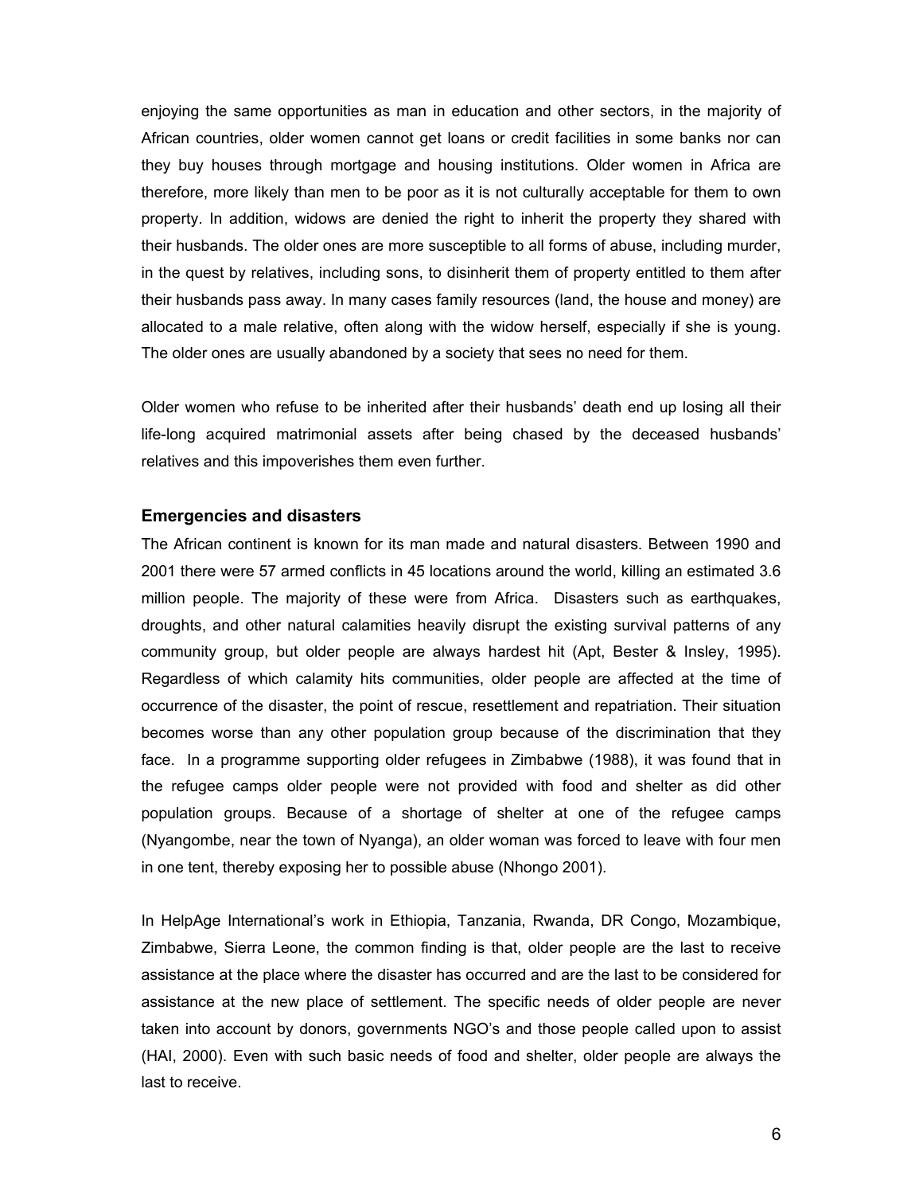enjoying the same opportunities as man in education and other sectors, in the majority of African countries, older women cannot get loans or credit facilities in some banks nor can they buy houses through mortgage and housing institutions. Older women in Africa are therefore, more likely than men to be poor as it is not culturally acceptable for them to own property. In addition, widows are denied the right to inherit the property they shared with their husbands. The older ones are more susceptible to all forms of abuse, including murder, in the quest by relatives, including sons, to disinherit them of property entitled to them after their husbands pass away. In many cases family resources (land, the house and money) are allocated to a male relative, often along with the widow herself, especially if she is young. The older ones are usually abandoned by a society that sees no need for them.

Older women who refuse to be inherited after their husbands' death end up losing all their life-long acquired matrimonial assets after being chased by the deceased husbands' relatives and this impoverishes them even further.

### Emergencies and disasters

The African continent is known for its man made and natural disasters. Between 1990 and 2001 there were 57 armed conflicts in 45 locations around the world, killing an estimated 3.6 million people. The majority of these were from Africa. Disasters such as earthquakes, droughts, and other natural calamities heavily disrupt the existing survival patterns of any community group, but older people are always hardest hit (Apt, Bester & Insley, 1995). Regardless of which calamity hits communities, older people are affected at the time of occurrence of the disaster, the point of rescue, resettlement and repatriation. Their situation becomes worse than any other population group because of the discrimination that they face. In a programme supporting older refugees in Zimbabwe (1988), it was found that in the refugee camps older people were not provided with food and shelter as did other population groups. Because of a shortage of shelter at one of the refugee camps (Nyangombe, near the town of Nyanga), an older woman was forced to leave with four men in one tent, thereby exposing her to possible abuse (Nhongo 2001).

In HelpAge International's work in Ethiopia, Tanzania, Rwanda, DR Congo, Mozambique, Zimbabwe, Sierra Leone, the common finding is that, older people are the last to receive assistance at the place where the disaster has occurred and are the last to be considered for assistance at the new place of settlement. The specific needs of older people are never taken into account by donors, governments NGO's and those people called upon to assist (HAI, 2000). Even with such basic needs of food and shelter, older people are always the last to receive.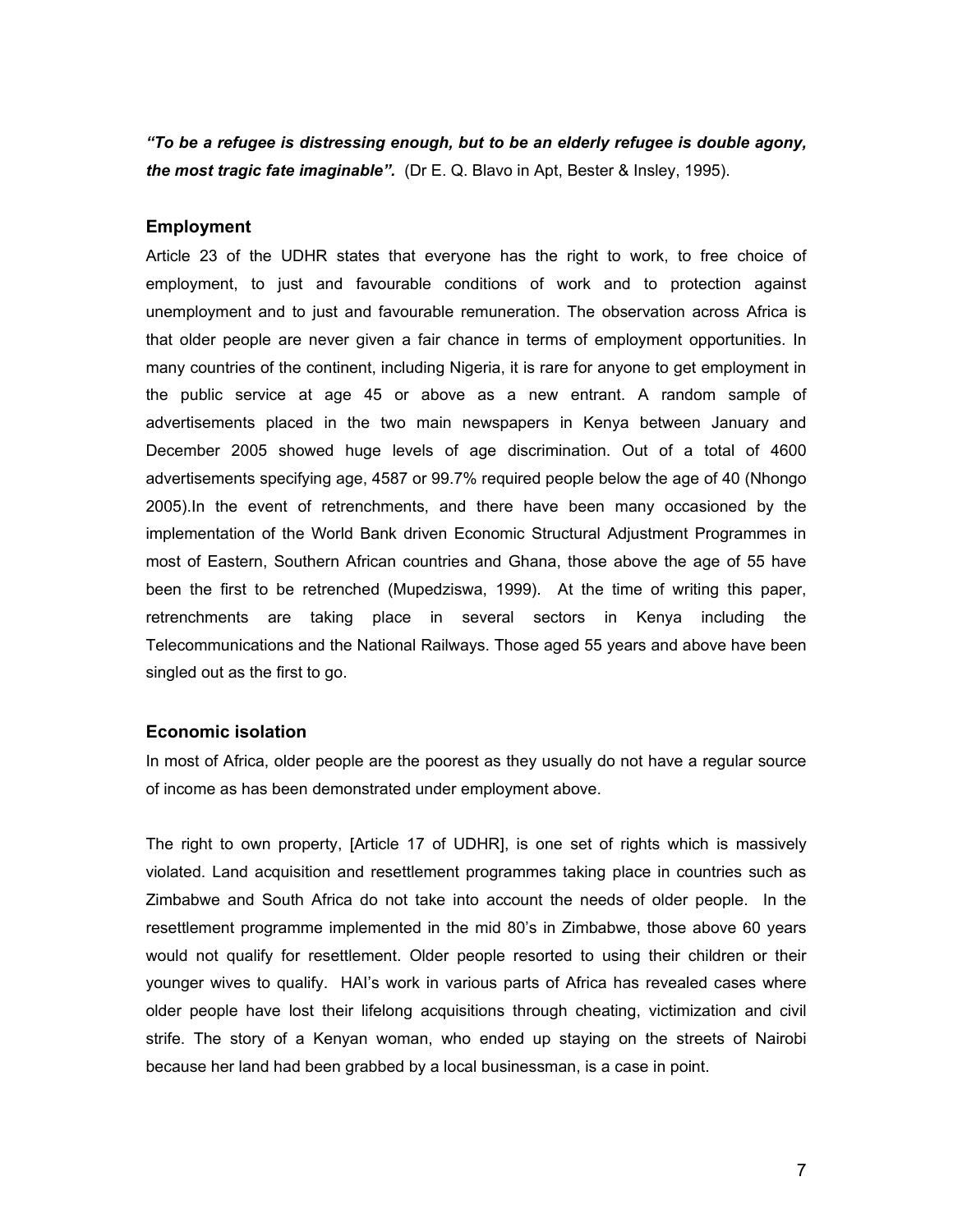***"To be a refugee is distressing enough, but to be an elderly refugee is double agony, the most tragic fate imaginable".*** (Dr E. Q. Blavo in Apt, Bester & Insley, 1995).

### Employment

Article 23 of the UDHR states that everyone has the right to work, to free choice of employment, to just and favourable conditions of work and to protection against unemployment and to just and favourable remuneration. The observation across Africa is that older people are never given a fair chance in terms of employment opportunities. In many countries of the continent, including Nigeria, it is rare for anyone to get employment in the public service at age 45 or above as a new entrant. A random sample of advertisements placed in the two main newspapers in Kenya between January and December 2005 showed huge levels of age discrimination. Out of a total of 4600 advertisements specifying age, 4587 or 99.7% required people below the age of 40 (Nhongo 2005).In the event of retrenchments, and there have been many occasioned by the implementation of the World Bank driven Economic Structural Adjustment Programmes in most of Eastern, Southern African countries and Ghana, those above the age of 55 have been the first to be retrenched (Mupedziswa, 1999). At the time of writing this paper, retrenchments are taking place in several sectors in Kenya including the Telecommunications and the National Railways. Those aged 55 years and above have been singled out as the first to go.

### Economic isolation

In most of Africa, older people are the poorest as they usually do not have a regular source of income as has been demonstrated under employment above.

The right to own property, [Article 17 of UDHR], is one set of rights which is massively violated. Land acquisition and resettlement programmes taking place in countries such as Zimbabwe and South Africa do not take into account the needs of older people. In the resettlement programme implemented in the mid 80's in Zimbabwe, those above 60 years would not qualify for resettlement. Older people resorted to using their children or their younger wives to qualify. HAI's work in various parts of Africa has revealed cases where older people have lost their lifelong acquisitions through cheating, victimization and civil strife. The story of a Kenyan woman, who ended up staying on the streets of Nairobi because her land had been grabbed by a local businessman, is a case in point.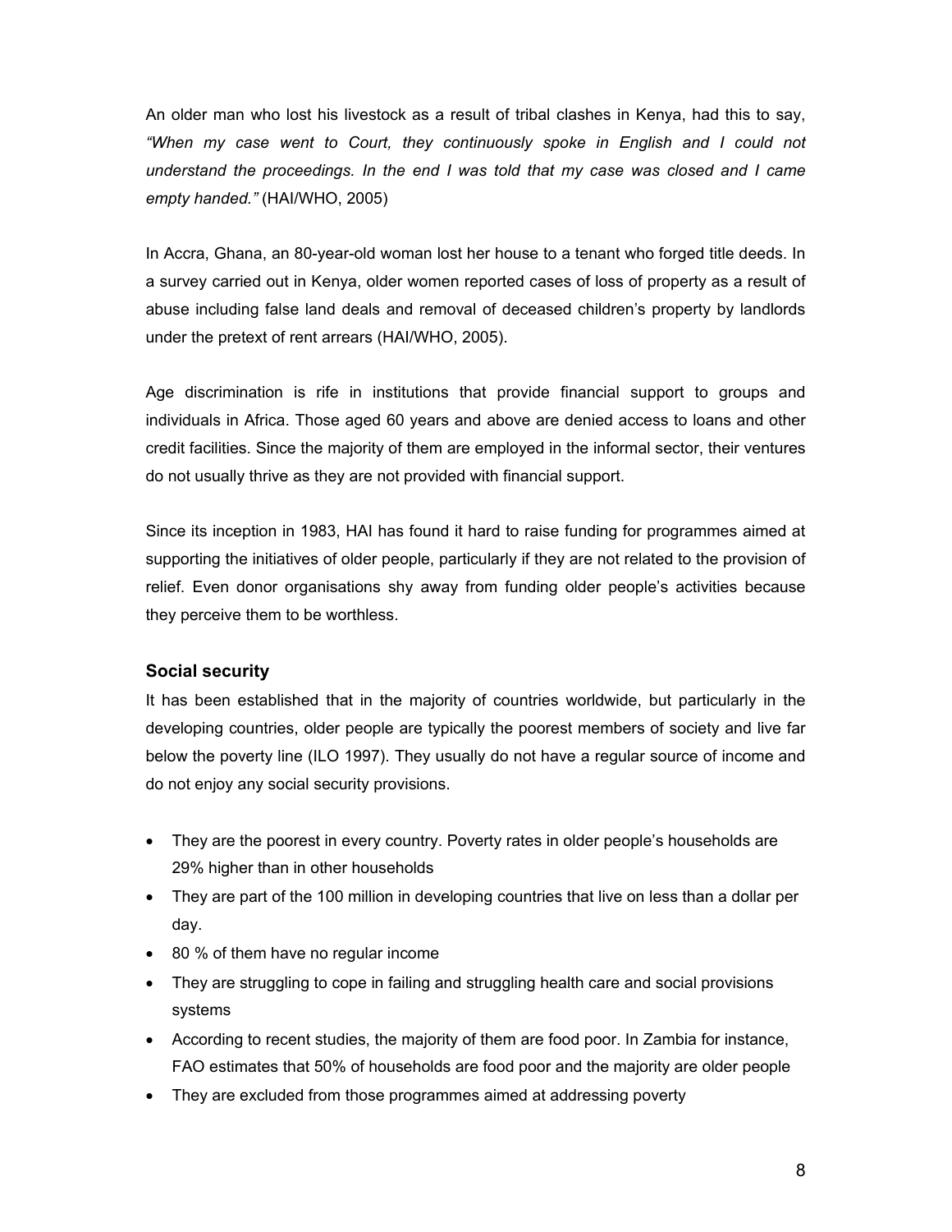An older man who lost his livestock as a result of tribal clashes in Kenya, had this to say, *"When my case went to Court, they continuously spoke in English and I could not understand the proceedings. In the end I was told that my case was closed and I came empty handed."* (HAI/WHO, 2005)

In Accra, Ghana, an 80-year-old woman lost her house to a tenant who forged title deeds. In a survey carried out in Kenya, older women reported cases of loss of property as a result of abuse including false land deals and removal of deceased children's property by landlords under the pretext of rent arrears (HAI/WHO, 2005).

Age discrimination is rife in institutions that provide financial support to groups and individuals in Africa. Those aged 60 years and above are denied access to loans and other credit facilities. Since the majority of them are employed in the informal sector, their ventures do not usually thrive as they are not provided with financial support.

Since its inception in 1983, HAI has found it hard to raise funding for programmes aimed at supporting the initiatives of older people, particularly if they are not related to the provision of relief. Even donor organisations shy away from funding older people's activities because they perceive them to be worthless.

### Social security

It has been established that in the majority of countries worldwide, but particularly in the developing countries, older people are typically the poorest members of society and live far below the poverty line (ILO 1997). They usually do not have a regular source of income and do not enjoy any social security provisions.

- They are the poorest in every country. Poverty rates in older people's households are 29% higher than in other households
- They are part of the 100 million in developing countries that live on less than a dollar per day.
- 80 % of them have no regular income
- They are struggling to cope in failing and struggling health care and social provisions systems
- According to recent studies, the majority of them are food poor. In Zambia for instance, FAO estimates that 50% of households are food poor and the majority are older people
- They are excluded from those programmes aimed at addressing poverty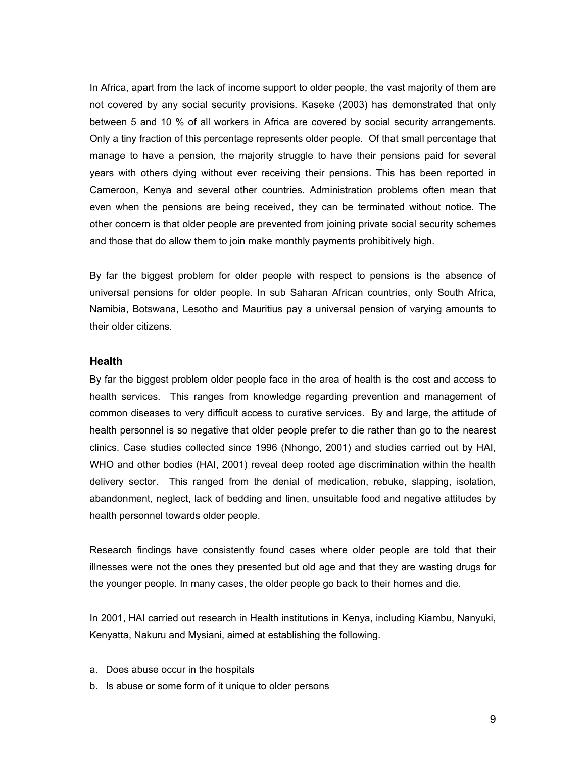In Africa, apart from the lack of income support to older people, the vast majority of them are not covered by any social security provisions. Kaseke (2003) has demonstrated that only between 5 and 10 % of all workers in Africa are covered by social security arrangements. Only a tiny fraction of this percentage represents older people. Of that small percentage that manage to have a pension, the majority struggle to have their pensions paid for several years with others dying without ever receiving their pensions. This has been reported in Cameroon, Kenya and several other countries. Administration problems often mean that even when the pensions are being received, they can be terminated without notice. The other concern is that older people are prevented from joining private social security schemes and those that do allow them to join make monthly payments prohibitively high.

By far the biggest problem for older people with respect to pensions is the absence of universal pensions for older people. In sub Saharan African countries, only South Africa, Namibia, Botswana, Lesotho and Mauritius pay a universal pension of varying amounts to their older citizens.

### Health

By far the biggest problem older people face in the area of health is the cost and access to health services. This ranges from knowledge regarding prevention and management of common diseases to very difficult access to curative services. By and large, the attitude of health personnel is so negative that older people prefer to die rather than go to the nearest clinics. Case studies collected since 1996 (Nhongo, 2001) and studies carried out by HAI, WHO and other bodies (HAI, 2001) reveal deep rooted age discrimination within the health delivery sector. This ranged from the denial of medication, rebuke, slapping, isolation, abandonment, neglect, lack of bedding and linen, unsuitable food and negative attitudes by health personnel towards older people.

Research findings have consistently found cases where older people are told that their illnesses were not the ones they presented but old age and that they are wasting drugs for the younger people. In many cases, the older people go back to their homes and die.

In 2001, HAI carried out research in Health institutions in Kenya, including Kiambu, Nanyuki, Kenyatta, Nakuru and Mysiani, aimed at establishing the following.

a. Does abuse occur in the hospitals
b. Is abuse or some form of it unique to older persons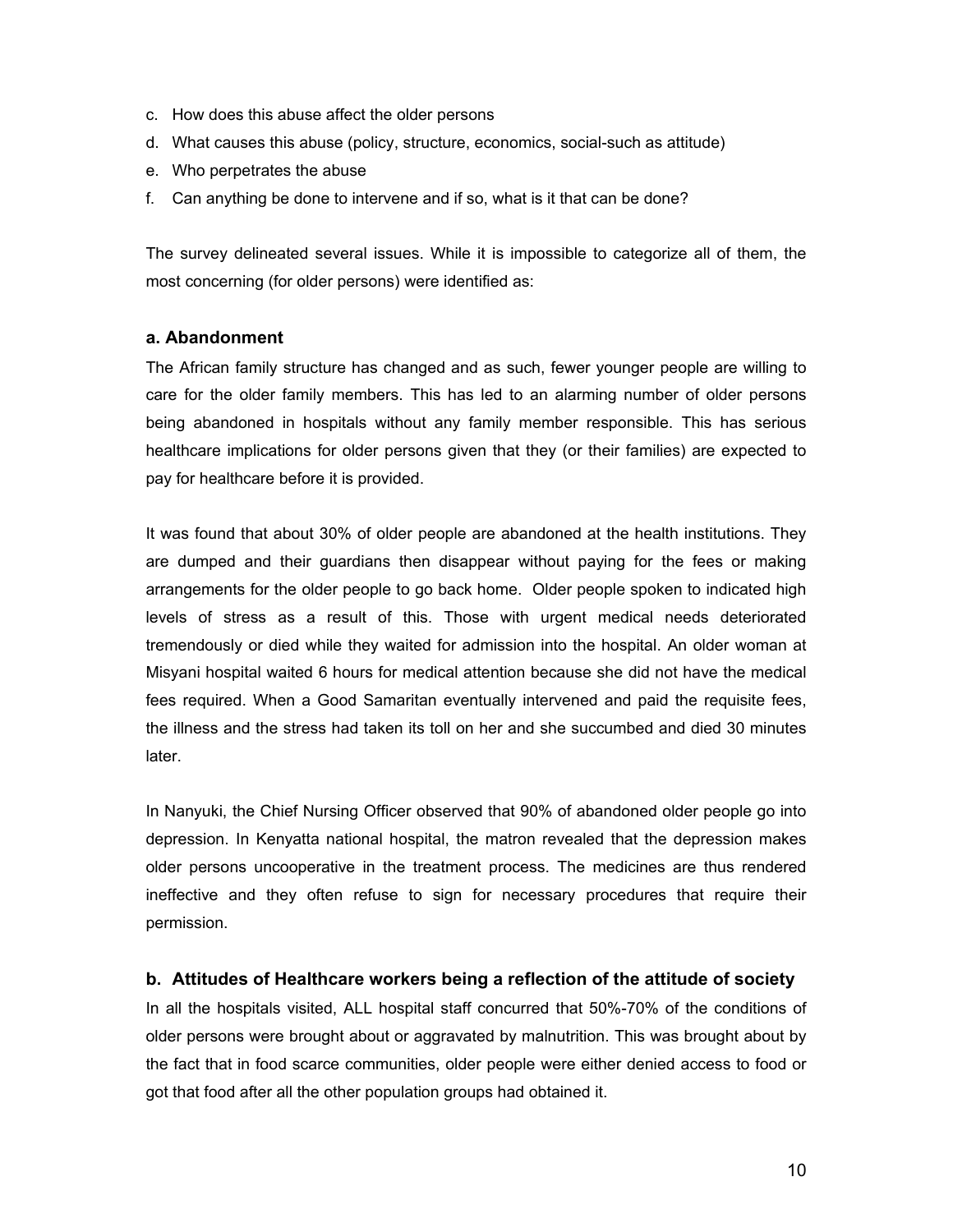c. How does this abuse affect the older persons
d. What causes this abuse (policy, structure, economics, social-such as attitude)
e. Who perpetrates the abuse
f. Can anything be done to intervene and if so, what is it that can be done?

The survey delineated several issues. While it is impossible to categorize all of them, the most concerning (for older persons) were identified as:

### a. Abandonment

The African family structure has changed and as such, fewer younger people are willing to care for the older family members. This has led to an alarming number of older persons being abandoned in hospitals without any family member responsible. This has serious healthcare implications for older persons given that they (or their families) are expected to pay for healthcare before it is provided.

It was found that about 30% of older people are abandoned at the health institutions. They are dumped and their guardians then disappear without paying for the fees or making arrangements for the older people to go back home. Older people spoken to indicated high levels of stress as a result of this. Those with urgent medical needs deteriorated tremendously or died while they waited for admission into the hospital. An older woman at Misyani hospital waited 6 hours for medical attention because she did not have the medical fees required. When a Good Samaritan eventually intervened and paid the requisite fees, the illness and the stress had taken its toll on her and she succumbed and died 30 minutes later.

In Nanyuki, the Chief Nursing Officer observed that 90% of abandoned older people go into depression. In Kenyatta national hospital, the matron revealed that the depression makes older persons uncooperative in the treatment process. The medicines are thus rendered ineffective and they often refuse to sign for necessary procedures that require their permission.

### b. Attitudes of Healthcare workers being a reflection of the attitude of society

In all the hospitals visited, ALL hospital staff concurred that 50%-70% of the conditions of older persons were brought about or aggravated by malnutrition. This was brought about by the fact that in food scarce communities, older people were either denied access to food or got that food after all the other population groups had obtained it.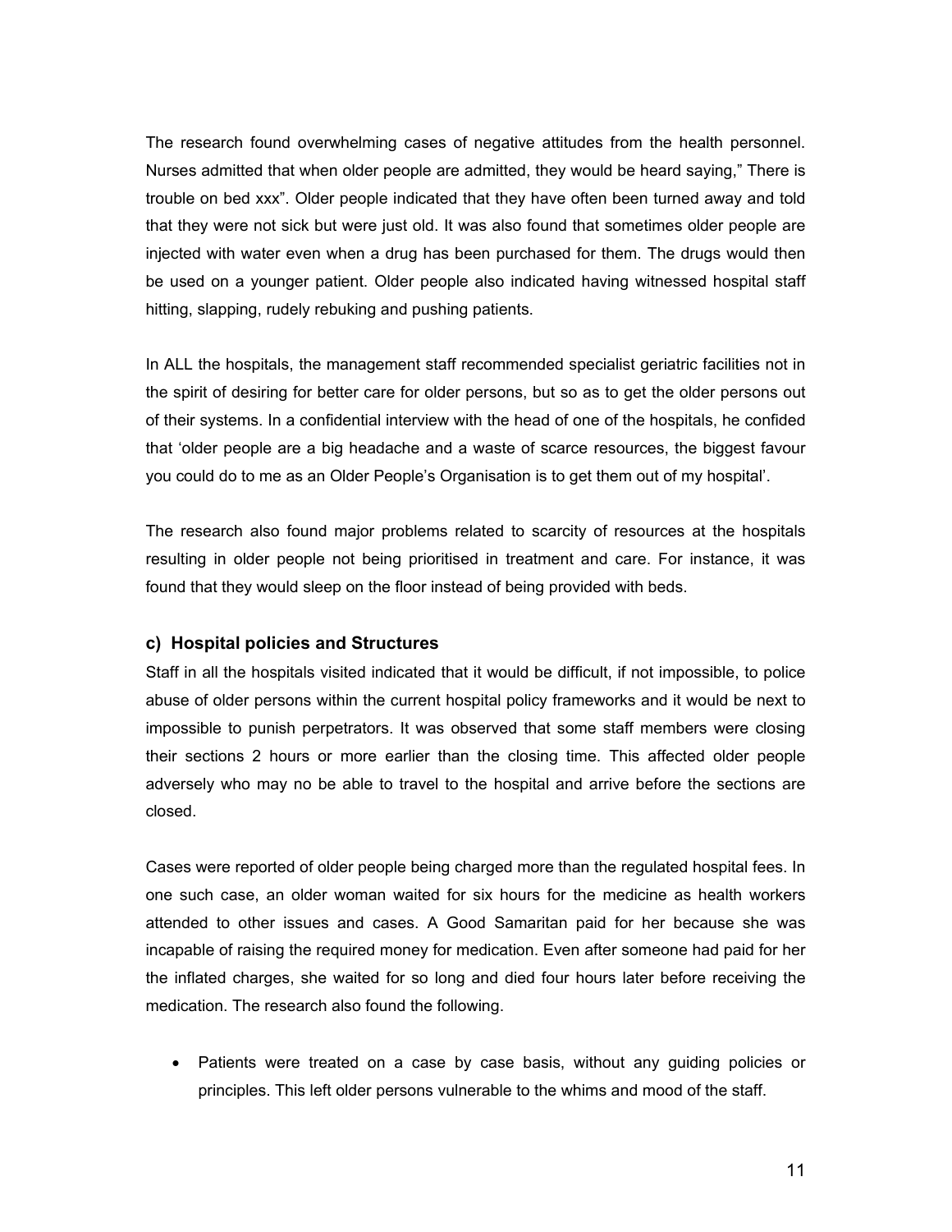The research found overwhelming cases of negative attitudes from the health personnel. Nurses admitted that when older people are admitted, they would be heard saying," There is trouble on bed xxx". Older people indicated that they have often been turned away and told that they were not sick but were just old. It was also found that sometimes older people are injected with water even when a drug has been purchased for them. The drugs would then be used on a younger patient. Older people also indicated having witnessed hospital staff hitting, slapping, rudely rebuking and pushing patients.

In ALL the hospitals, the management staff recommended specialist geriatric facilities not in the spirit of desiring for better care for older persons, but so as to get the older persons out of their systems. In a confidential interview with the head of one of the hospitals, he confided that 'older people are a big headache and a waste of scarce resources, the biggest favour you could do to me as an Older People's Organisation is to get them out of my hospital'.

The research also found major problems related to scarcity of resources at the hospitals resulting in older people not being prioritised in treatment and care. For instance, it was found that they would sleep on the floor instead of being provided with beds.

### c) Hospital policies and Structures

Staff in all the hospitals visited indicated that it would be difficult, if not impossible, to police abuse of older persons within the current hospital policy frameworks and it would be next to impossible to punish perpetrators. It was observed that some staff members were closing their sections 2 hours or more earlier than the closing time. This affected older people adversely who may no be able to travel to the hospital and arrive before the sections are closed.

Cases were reported of older people being charged more than the regulated hospital fees. In one such case, an older woman waited for six hours for the medicine as health workers attended to other issues and cases. A Good Samaritan paid for her because she was incapable of raising the required money for medication. Even after someone had paid for her the inflated charges, she waited for so long and died four hours later before receiving the medication. The research also found the following.

- Patients were treated on a case by case basis, without any guiding policies or principles. This left older persons vulnerable to the whims and mood of the staff.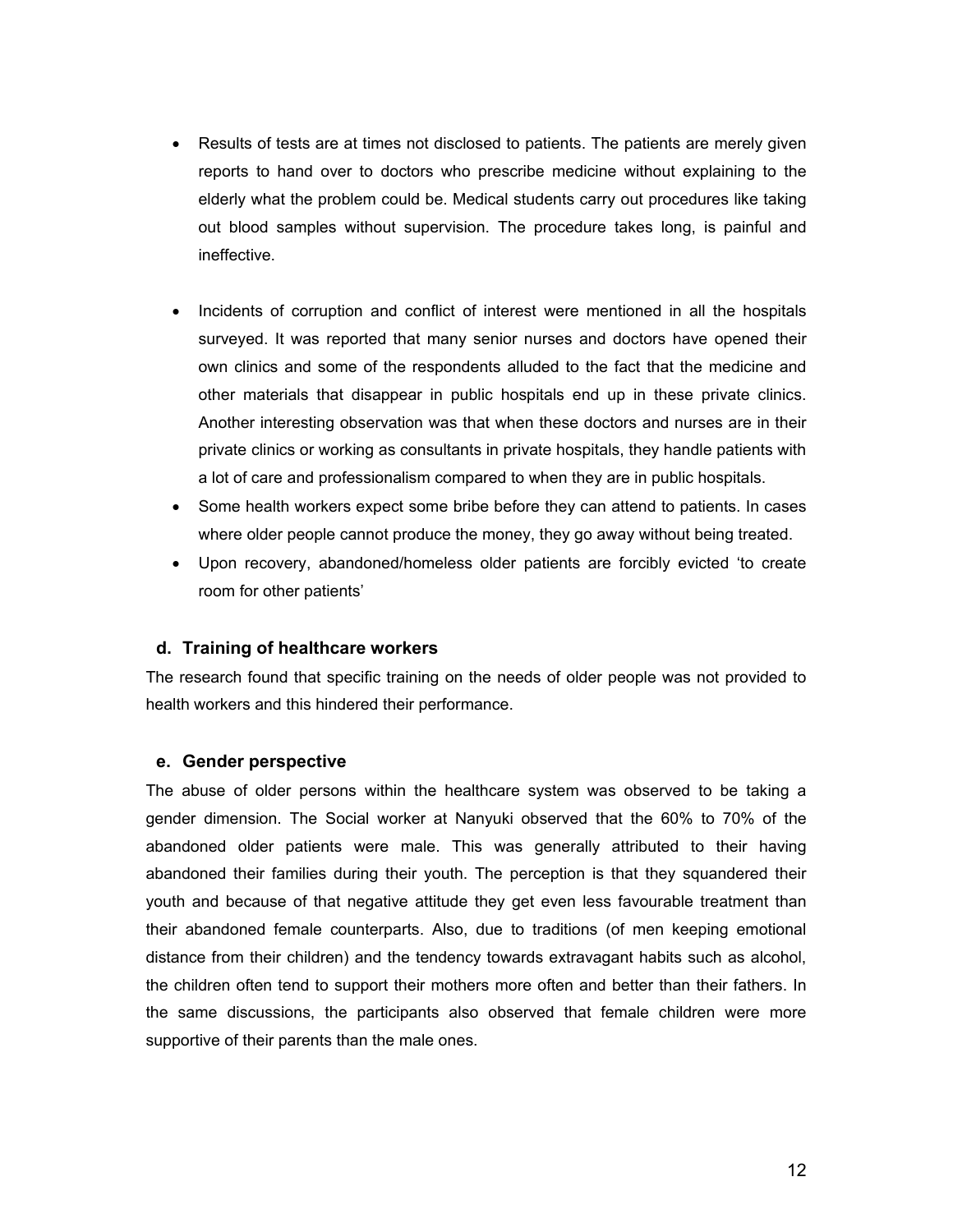- Results of tests are at times not disclosed to patients. The patients are merely given reports to hand over to doctors who prescribe medicine without explaining to the elderly what the problem could be. Medical students carry out procedures like taking out blood samples without supervision. The procedure takes long, is painful and ineffective.

- Incidents of corruption and conflict of interest were mentioned in all the hospitals surveyed. It was reported that many senior nurses and doctors have opened their own clinics and some of the respondents alluded to the fact that the medicine and other materials that disappear in public hospitals end up in these private clinics. Another interesting observation was that when these doctors and nurses are in their private clinics or working as consultants in private hospitals, they handle patients with a lot of care and professionalism compared to when they are in public hospitals.
- Some health workers expect some bribe before they can attend to patients. In cases where older people cannot produce the money, they go away without being treated.
- Upon recovery, abandoned/homeless older patients are forcibly evicted 'to create room for other patients'

#### d. Training of healthcare workers

The research found that specific training on the needs of older people was not provided to health workers and this hindered their performance.

#### e. Gender perspective

The abuse of older persons within the healthcare system was observed to be taking a gender dimension. The Social worker at Nanyuki observed that the 60% to 70% of the abandoned older patients were male. This was generally attributed to their having abandoned their families during their youth. The perception is that they squandered their youth and because of that negative attitude they get even less favourable treatment than their abandoned female counterparts. Also, due to traditions (of men keeping emotional distance from their children) and the tendency towards extravagant habits such as alcohol, the children often tend to support their mothers more often and better than their fathers. In the same discussions, the participants also observed that female children were more supportive of their parents than the male ones.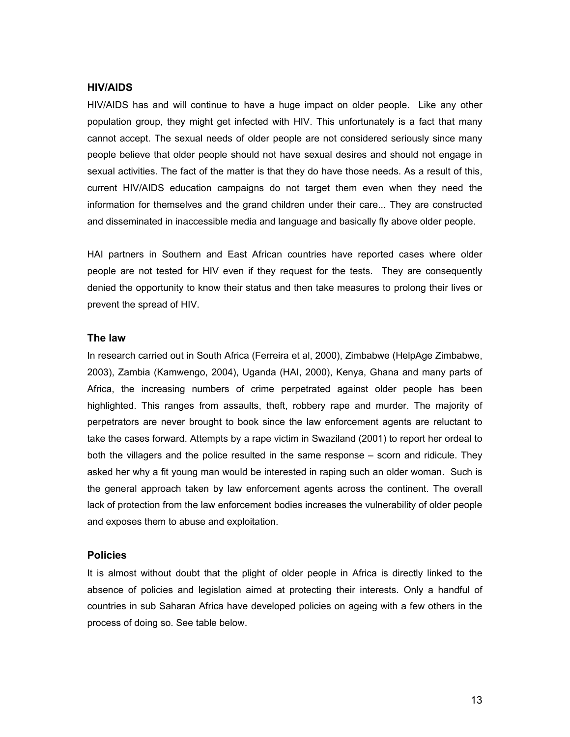### HIV/AIDS

HIV/AIDS has and will continue to have a huge impact on older people. Like any other population group, they might get infected with HIV. This unfortunately is a fact that many cannot accept. The sexual needs of older people are not considered seriously since many people believe that older people should not have sexual desires and should not engage in sexual activities. The fact of the matter is that they do have those needs. As a result of this, current HIV/AIDS education campaigns do not target them even when they need the information for themselves and the grand children under their care... They are constructed and disseminated in inaccessible media and language and basically fly above older people.

HAI partners in Southern and East African countries have reported cases where older people are not tested for HIV even if they request for the tests. They are consequently denied the opportunity to know their status and then take measures to prolong their lives or prevent the spread of HIV.

### The law

In research carried out in South Africa (Ferreira et al, 2000), Zimbabwe (HelpAge Zimbabwe, 2003), Zambia (Kamwengo, 2004), Uganda (HAI, 2000), Kenya, Ghana and many parts of Africa, the increasing numbers of crime perpetrated against older people has been highlighted. This ranges from assaults, theft, robbery rape and murder. The majority of perpetrators are never brought to book since the law enforcement agents are reluctant to take the cases forward. Attempts by a rape victim in Swaziland (2001) to report her ordeal to both the villagers and the police resulted in the same response – scorn and ridicule. They asked her why a fit young man would be interested in raping such an older woman. Such is the general approach taken by law enforcement agents across the continent. The overall lack of protection from the law enforcement bodies increases the vulnerability of older people and exposes them to abuse and exploitation.

### Policies

It is almost without doubt that the plight of older people in Africa is directly linked to the absence of policies and legislation aimed at protecting their interests. Only a handful of countries in sub Saharan Africa have developed policies on ageing with a few others in the process of doing so. See table below.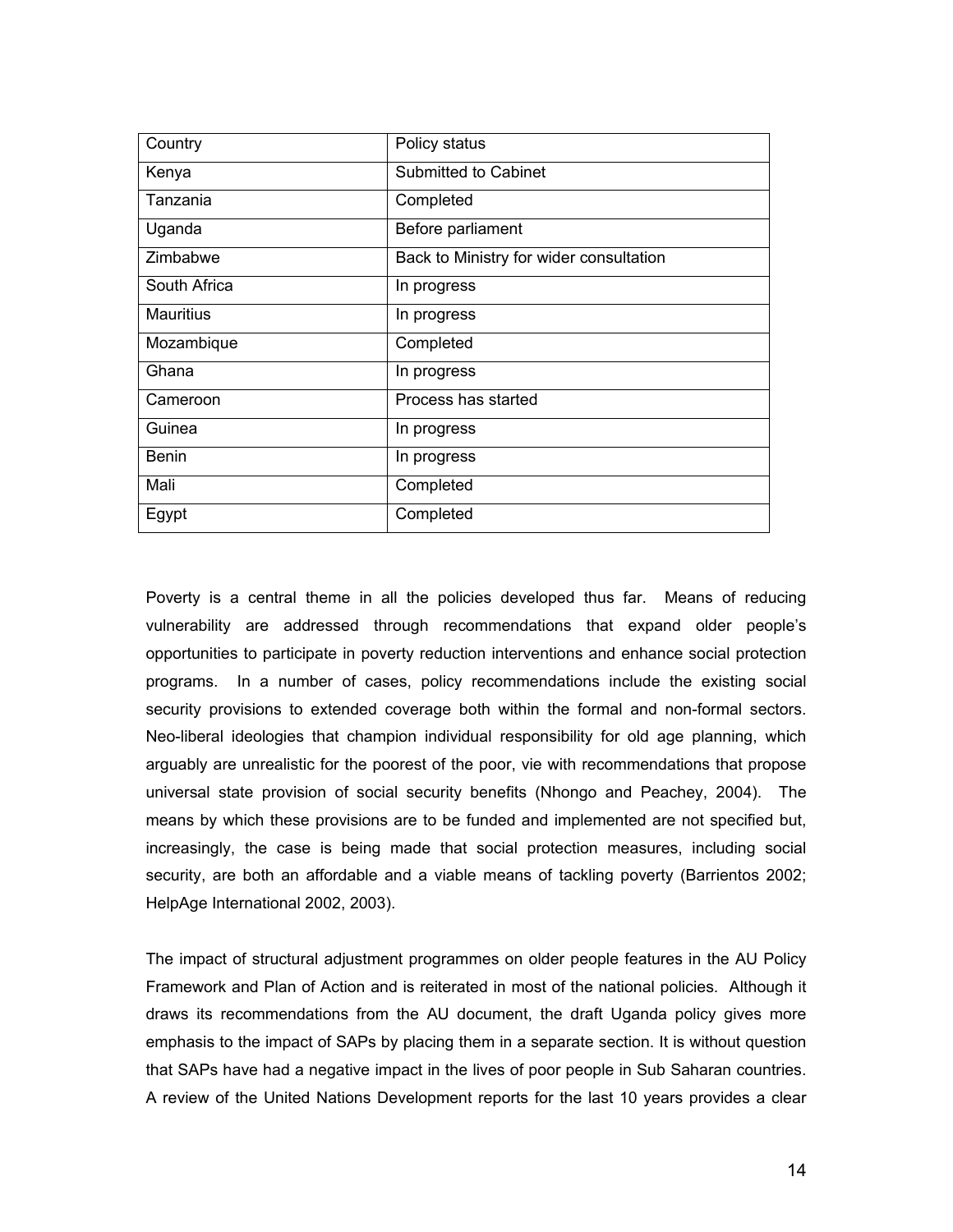| Country | Policy status |
| --- | --- |
| Kenya | Submitted to Cabinet |
| Tanzania | Completed |
| Uganda | Before parliament |
| Zimbabwe | Back to Ministry for wider consultation |
| South Africa | In progress |
| Mauritius | In progress |
| Mozambique | Completed |
| Ghana | In progress |
| Cameroon | Process has started |
| Guinea | In progress |
| Benin | In progress |
| Mali | Completed |
| Egypt | Completed |

Poverty is a central theme in all the policies developed thus far. Means of reducing vulnerability are addressed through recommendations that expand older people's opportunities to participate in poverty reduction interventions and enhance social protection programs. In a number of cases, policy recommendations include the existing social security provisions to extended coverage both within the formal and non-formal sectors. Neo-liberal ideologies that champion individual responsibility for old age planning, which arguably are unrealistic for the poorest of the poor, vie with recommendations that propose universal state provision of social security benefits (Nhongo and Peachey, 2004). The means by which these provisions are to be funded and implemented are not specified but, increasingly, the case is being made that social protection measures, including social security, are both an affordable and a viable means of tackling poverty (Barrientos 2002; HelpAge International 2002, 2003).

The impact of structural adjustment programmes on older people features in the AU Policy Framework and Plan of Action and is reiterated in most of the national policies. Although it draws its recommendations from the AU document, the draft Uganda policy gives more emphasis to the impact of SAPs by placing them in a separate section. It is without question that SAPs have had a negative impact in the lives of poor people in Sub Saharan countries. A review of the United Nations Development reports for the last 10 years provides a clear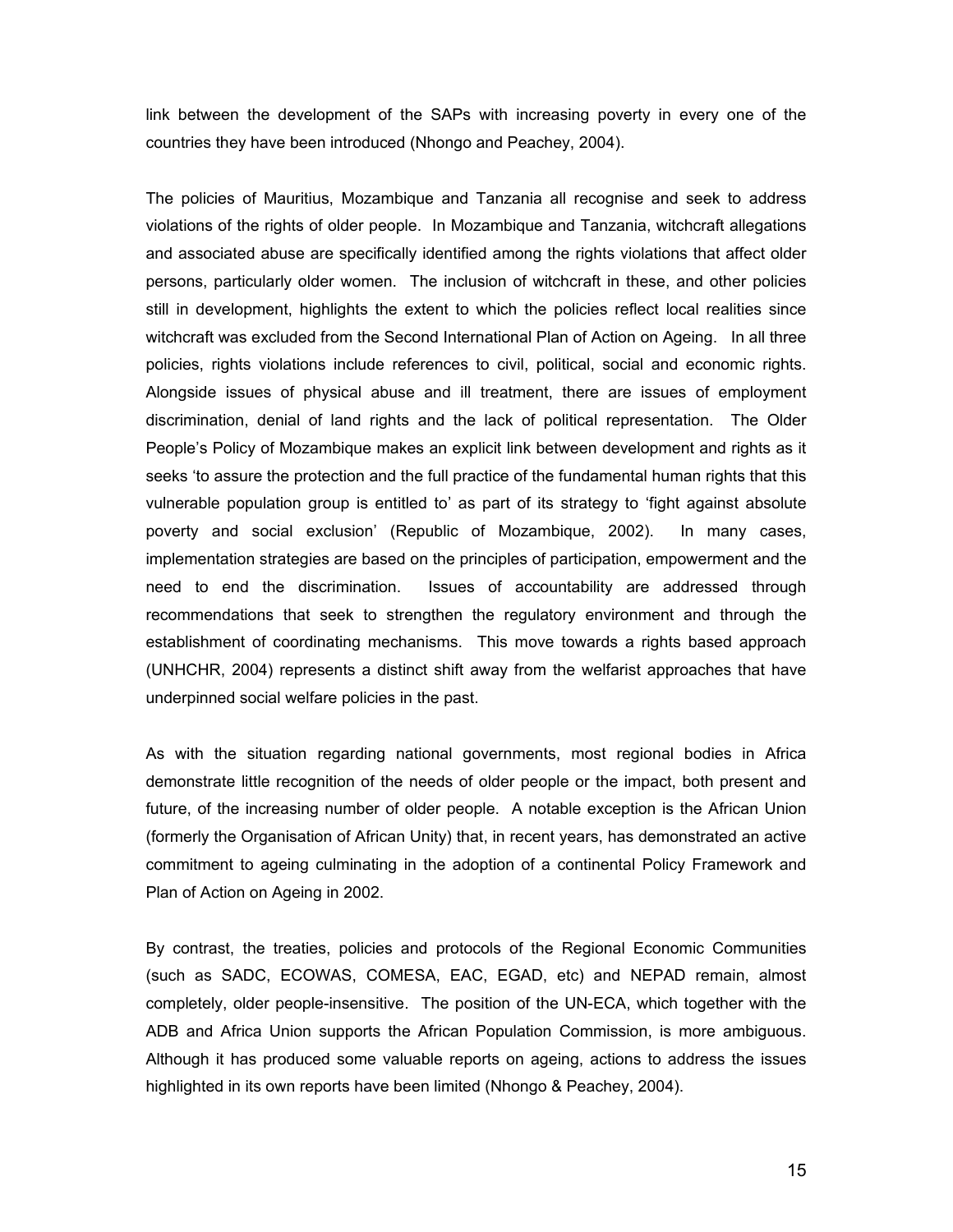link between the development of the SAPs with increasing poverty in every one of the countries they have been introduced (Nhongo and Peachey, 2004).

The policies of Mauritius, Mozambique and Tanzania all recognise and seek to address violations of the rights of older people. In Mozambique and Tanzania, witchcraft allegations and associated abuse are specifically identified among the rights violations that affect older persons, particularly older women. The inclusion of witchcraft in these, and other policies still in development, highlights the extent to which the policies reflect local realities since witchcraft was excluded from the Second International Plan of Action on Ageing. In all three policies, rights violations include references to civil, political, social and economic rights. Alongside issues of physical abuse and ill treatment, there are issues of employment discrimination, denial of land rights and the lack of political representation. The Older People's Policy of Mozambique makes an explicit link between development and rights as it seeks 'to assure the protection and the full practice of the fundamental human rights that this vulnerable population group is entitled to' as part of its strategy to 'fight against absolute poverty and social exclusion' (Republic of Mozambique, 2002). In many cases, implementation strategies are based on the principles of participation, empowerment and the need to end the discrimination. Issues of accountability are addressed through recommendations that seek to strengthen the regulatory environment and through the establishment of coordinating mechanisms. This move towards a rights based approach (UNHCHR, 2004) represents a distinct shift away from the welfarist approaches that have underpinned social welfare policies in the past.

As with the situation regarding national governments, most regional bodies in Africa demonstrate little recognition of the needs of older people or the impact, both present and future, of the increasing number of older people. A notable exception is the African Union (formerly the Organisation of African Unity) that, in recent years, has demonstrated an active commitment to ageing culminating in the adoption of a continental Policy Framework and Plan of Action on Ageing in 2002.

By contrast, the treaties, policies and protocols of the Regional Economic Communities (such as SADC, ECOWAS, COMESA, EAC, EGAD, etc) and NEPAD remain, almost completely, older people-insensitive. The position of the UN-ECA, which together with the ADB and Africa Union supports the African Population Commission, is more ambiguous. Although it has produced some valuable reports on ageing, actions to address the issues highlighted in its own reports have been limited (Nhongo & Peachey, 2004).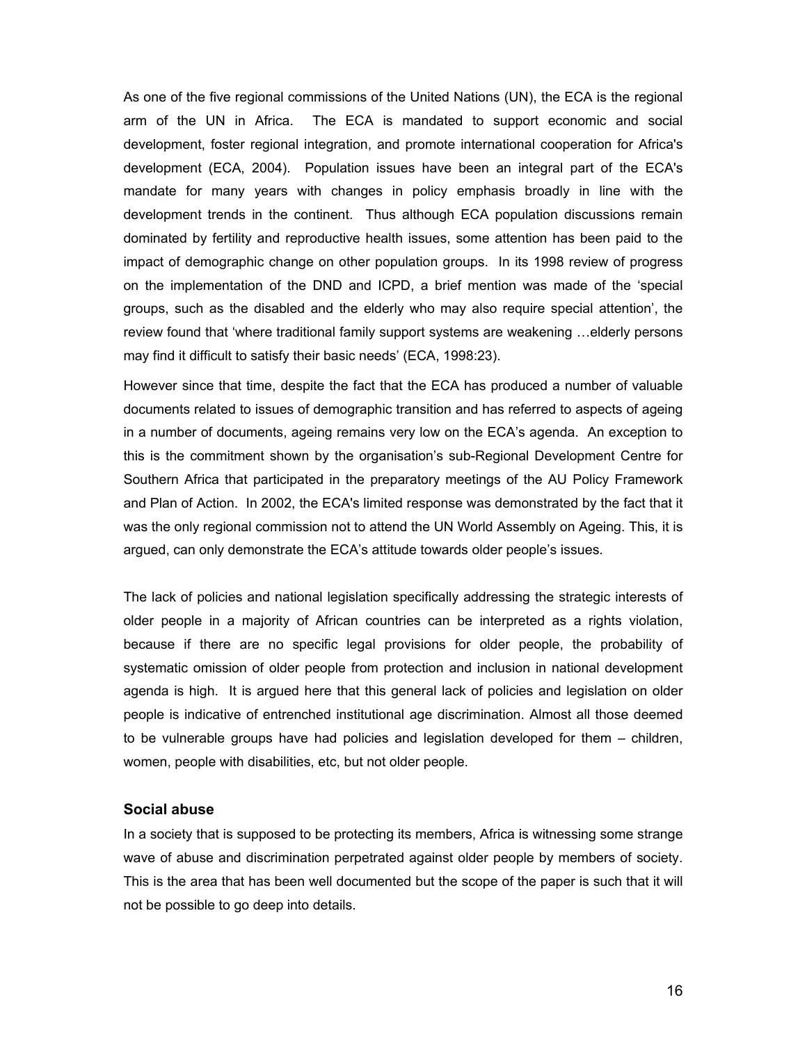As one of the five regional commissions of the United Nations (UN), the ECA is the regional arm of the UN in Africa. The ECA is mandated to support economic and social development, foster regional integration, and promote international cooperation for Africa's development (ECA, 2004). Population issues have been an integral part of the ECA's mandate for many years with changes in policy emphasis broadly in line with the development trends in the continent. Thus although ECA population discussions remain dominated by fertility and reproductive health issues, some attention has been paid to the impact of demographic change on other population groups. In its 1998 review of progress on the implementation of the DND and ICPD, a brief mention was made of the 'special groups, such as the disabled and the elderly who may also require special attention', the review found that 'where traditional family support systems are weakening …elderly persons may find it difficult to satisfy their basic needs' (ECA, 1998:23).

However since that time, despite the fact that the ECA has produced a number of valuable documents related to issues of demographic transition and has referred to aspects of ageing in a number of documents, ageing remains very low on the ECA's agenda. An exception to this is the commitment shown by the organisation's sub-Regional Development Centre for Southern Africa that participated in the preparatory meetings of the AU Policy Framework and Plan of Action. In 2002, the ECA's limited response was demonstrated by the fact that it was the only regional commission not to attend the UN World Assembly on Ageing. This, it is argued, can only demonstrate the ECA's attitude towards older people's issues.

The lack of policies and national legislation specifically addressing the strategic interests of older people in a majority of African countries can be interpreted as a rights violation, because if there are no specific legal provisions for older people, the probability of systematic omission of older people from protection and inclusion in national development agenda is high. It is argued here that this general lack of policies and legislation on older people is indicative of entrenched institutional age discrimination. Almost all those deemed to be vulnerable groups have had policies and legislation developed for them – children, women, people with disabilities, etc, but not older people.

### Social abuse

In a society that is supposed to be protecting its members, Africa is witnessing some strange wave of abuse and discrimination perpetrated against older people by members of society. This is the area that has been well documented but the scope of the paper is such that it will not be possible to go deep into details.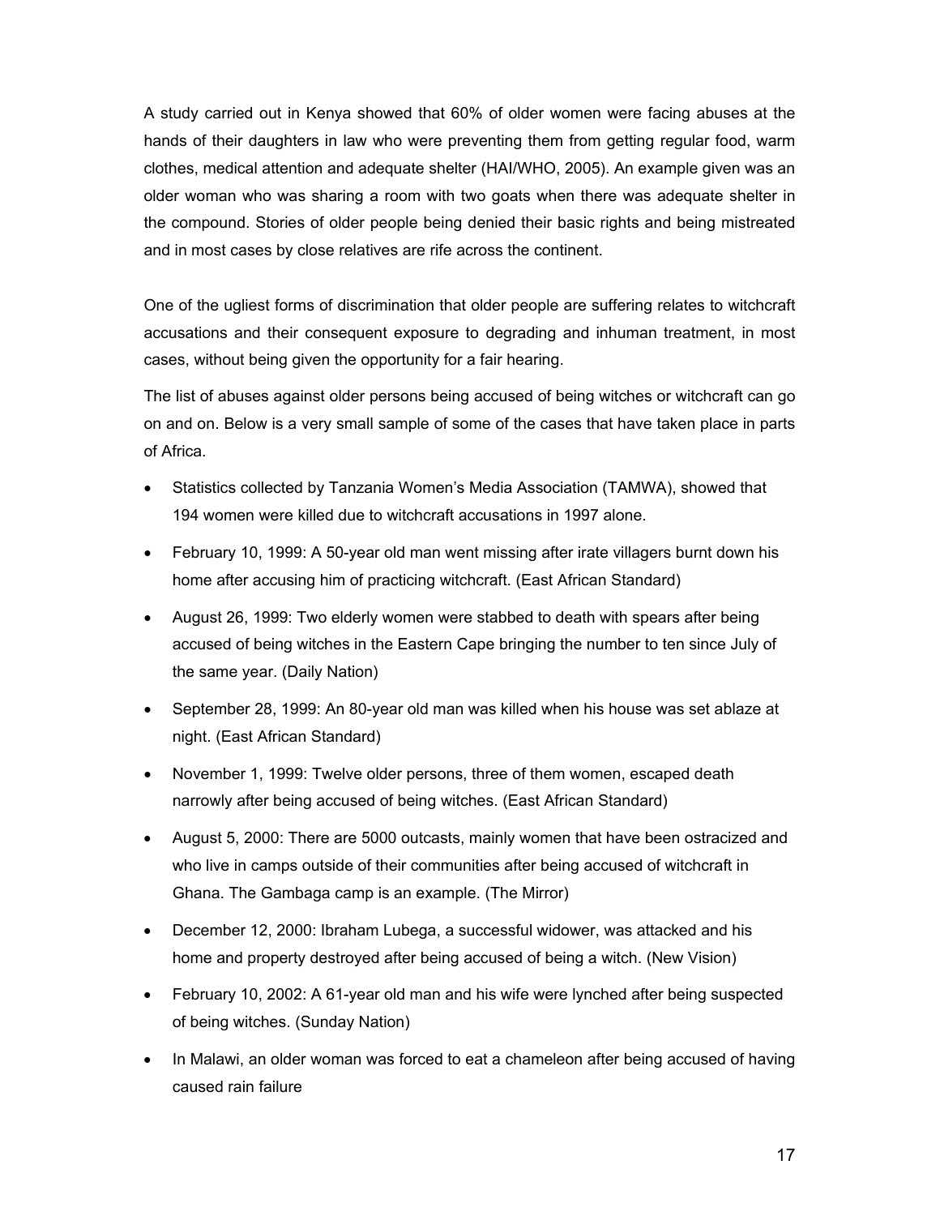A study carried out in Kenya showed that 60% of older women were facing abuses at the hands of their daughters in law who were preventing them from getting regular food, warm clothes, medical attention and adequate shelter (HAI/WHO, 2005). An example given was an older woman who was sharing a room with two goats when there was adequate shelter in the compound. Stories of older people being denied their basic rights and being mistreated and in most cases by close relatives are rife across the continent.

One of the ugliest forms of discrimination that older people are suffering relates to witchcraft accusations and their consequent exposure to degrading and inhuman treatment, in most cases, without being given the opportunity for a fair hearing.

The list of abuses against older persons being accused of being witches or witchcraft can go on and on. Below is a very small sample of some of the cases that have taken place in parts of Africa.

- Statistics collected by Tanzania Women's Media Association (TAMWA), showed that 194 women were killed due to witchcraft accusations in 1997 alone.
- February 10, 1999: A 50-year old man went missing after irate villagers burnt down his home after accusing him of practicing witchcraft. (East African Standard)
- August 26, 1999: Two elderly women were stabbed to death with spears after being accused of being witches in the Eastern Cape bringing the number to ten since July of the same year. (Daily Nation)
- September 28, 1999: An 80-year old man was killed when his house was set ablaze at night. (East African Standard)
- November 1, 1999: Twelve older persons, three of them women, escaped death narrowly after being accused of being witches. (East African Standard)
- August 5, 2000: There are 5000 outcasts, mainly women that have been ostracized and who live in camps outside of their communities after being accused of witchcraft in Ghana. The Gambaga camp is an example. (The Mirror)
- December 12, 2000: Ibraham Lubega, a successful widower, was attacked and his home and property destroyed after being accused of being a witch. (New Vision)
- February 10, 2002: A 61-year old man and his wife were lynched after being suspected of being witches. (Sunday Nation)
- In Malawi, an older woman was forced to eat a chameleon after being accused of having caused rain failure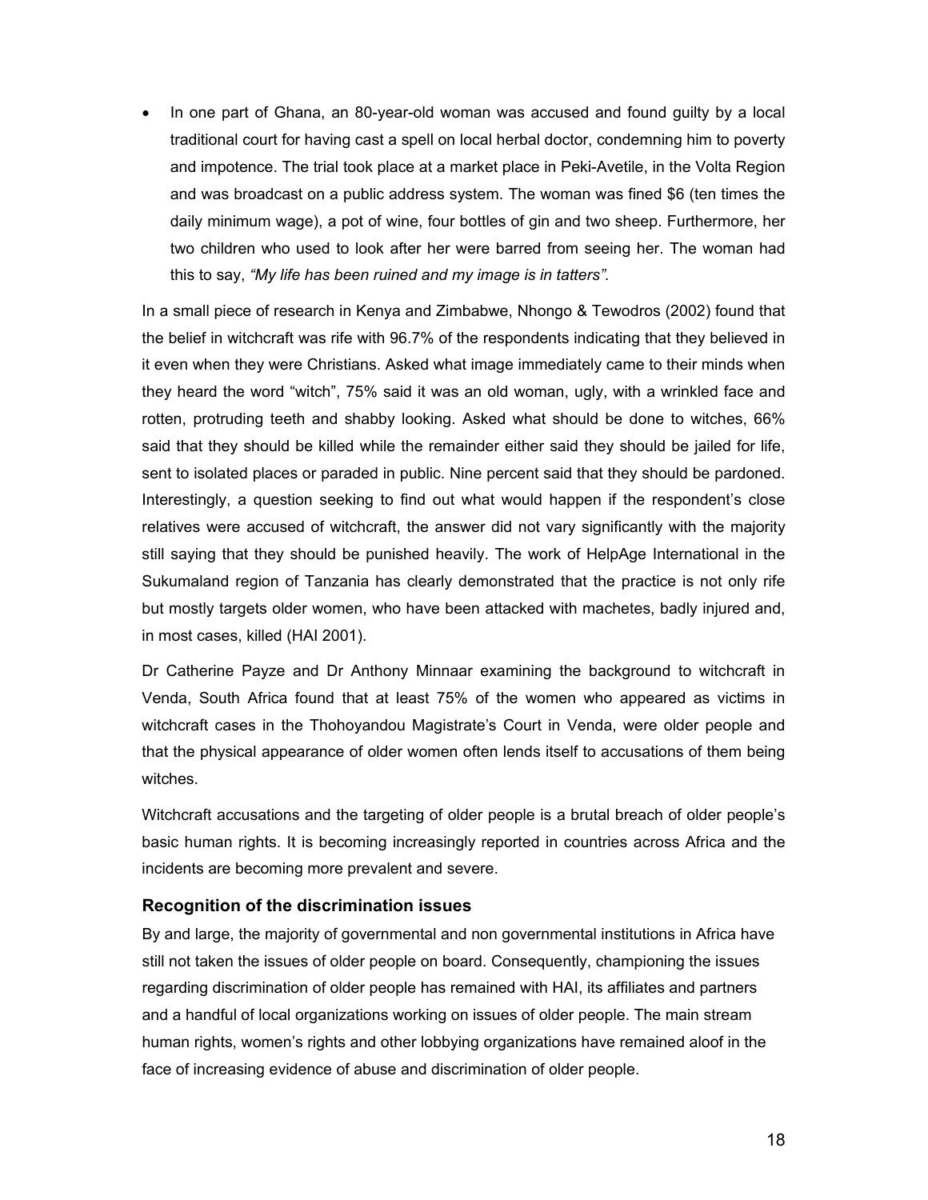- In one part of Ghana, an 80-year-old woman was accused and found guilty by a local traditional court for having cast a spell on local herbal doctor, condemning him to poverty and impotence. The trial took place at a market place in Peki-Avetile, in the Volta Region and was broadcast on a public address system. The woman was fined $6 (ten times the daily minimum wage), a pot of wine, four bottles of gin and two sheep. Furthermore, her two children who used to look after her were barred from seeing her. The woman had this to say, *"My life has been ruined and my image is in tatters"*.

In a small piece of research in Kenya and Zimbabwe, Nhongo & Tewodros (2002) found that the belief in witchcraft was rife with 96.7% of the respondents indicating that they believed in it even when they were Christians. Asked what image immediately came to their minds when they heard the word "witch", 75% said it was an old woman, ugly, with a wrinkled face and rotten, protruding teeth and shabby looking. Asked what should be done to witches, 66% said that they should be killed while the remainder either said they should be jailed for life, sent to isolated places or paraded in public. Nine percent said that they should be pardoned. Interestingly, a question seeking to find out what would happen if the respondent's close relatives were accused of witchcraft, the answer did not vary significantly with the majority still saying that they should be punished heavily. The work of HelpAge International in the Sukumaland region of Tanzania has clearly demonstrated that the practice is not only rife but mostly targets older women, who have been attacked with machetes, badly injured and, in most cases, killed (HAI 2001).

Dr Catherine Payze and Dr Anthony Minnaar examining the background to witchcraft in Venda, South Africa found that at least 75% of the women who appeared as victims in witchcraft cases in the Thohoyandou Magistrate's Court in Venda, were older people and that the physical appearance of older women often lends itself to accusations of them being witches.

Witchcraft accusations and the targeting of older people is a brutal breach of older people's basic human rights. It is becoming increasingly reported in countries across Africa and the incidents are becoming more prevalent and severe.

### Recognition of the discrimination issues

By and large, the majority of governmental and non governmental institutions in Africa have still not taken the issues of older people on board. Consequently, championing the issues regarding discrimination of older people has remained with HAI, its affiliates and partners and a handful of local organizations working on issues of older people. The main stream human rights, women's rights and other lobbying organizations have remained aloof in the face of increasing evidence of abuse and discrimination of older people.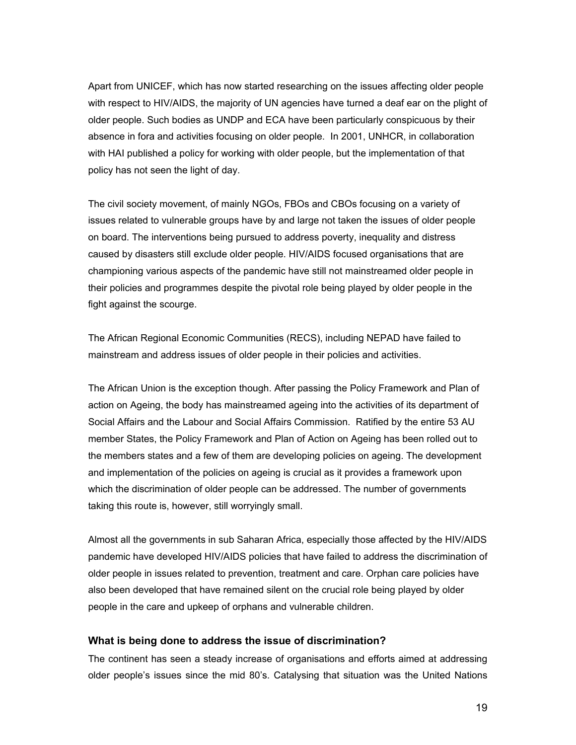Apart from UNICEF, which has now started researching on the issues affecting older people with respect to HIV/AIDS, the majority of UN agencies have turned a deaf ear on the plight of older people. Such bodies as UNDP and ECA have been particularly conspicuous by their absence in fora and activities focusing on older people. In 2001, UNHCR, in collaboration with HAI published a policy for working with older people, but the implementation of that policy has not seen the light of day.

The civil society movement, of mainly NGOs, FBOs and CBOs focusing on a variety of issues related to vulnerable groups have by and large not taken the issues of older people on board. The interventions being pursued to address poverty, inequality and distress caused by disasters still exclude older people. HIV/AIDS focused organisations that are championing various aspects of the pandemic have still not mainstreamed older people in their policies and programmes despite the pivotal role being played by older people in the fight against the scourge.

The African Regional Economic Communities (RECS), including NEPAD have failed to mainstream and address issues of older people in their policies and activities.

The African Union is the exception though. After passing the Policy Framework and Plan of action on Ageing, the body has mainstreamed ageing into the activities of its department of Social Affairs and the Labour and Social Affairs Commission. Ratified by the entire 53 AU member States, the Policy Framework and Plan of Action on Ageing has been rolled out to the members states and a few of them are developing policies on ageing. The development and implementation of the policies on ageing is crucial as it provides a framework upon which the discrimination of older people can be addressed. The number of governments taking this route is, however, still worryingly small.

Almost all the governments in sub Saharan Africa, especially those affected by the HIV/AIDS pandemic have developed HIV/AIDS policies that have failed to address the discrimination of older people in issues related to prevention, treatment and care. Orphan care policies have also been developed that have remained silent on the crucial role being played by older people in the care and upkeep of orphans and vulnerable children.

### What is being done to address the issue of discrimination?

The continent has seen a steady increase of organisations and efforts aimed at addressing older people's issues since the mid 80's. Catalysing that situation was the United Nations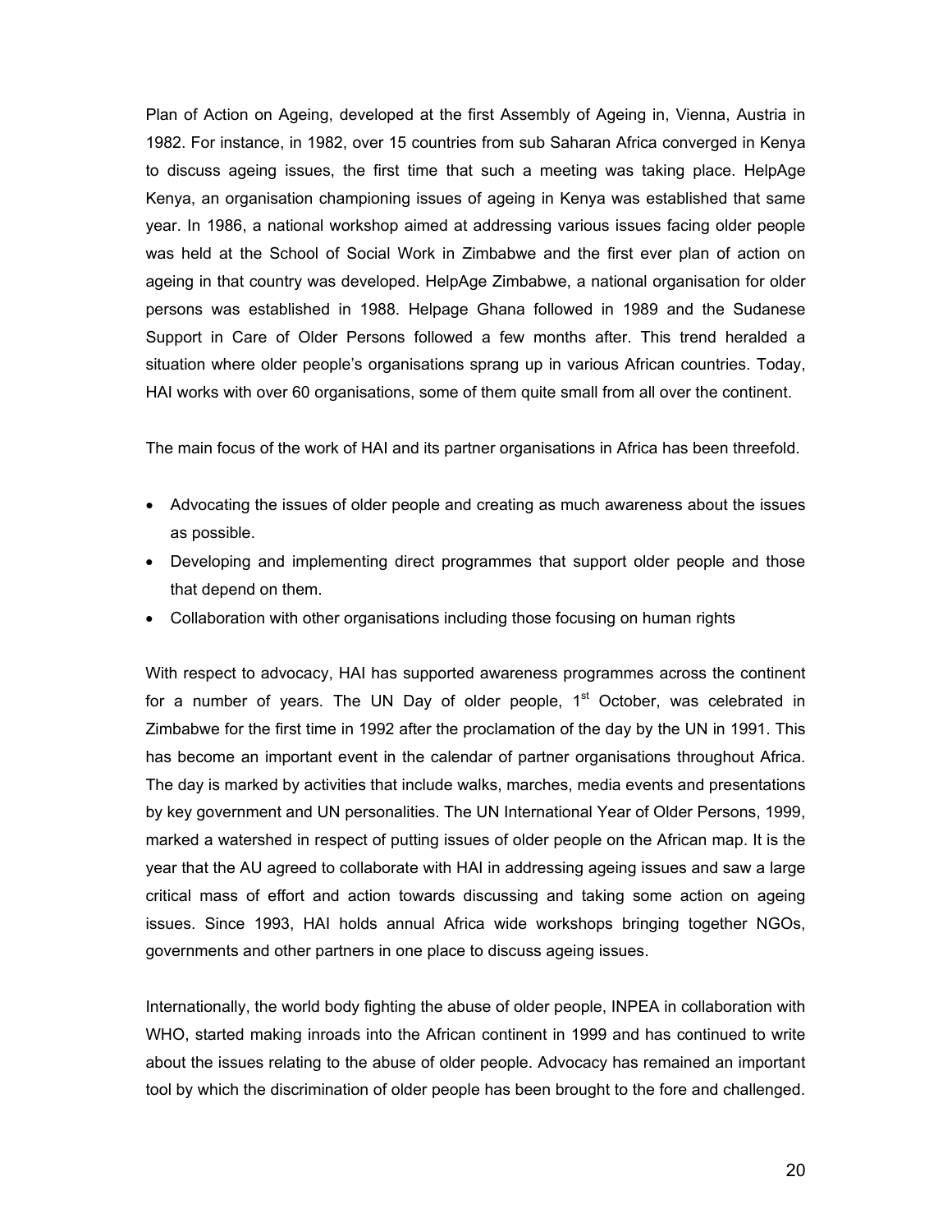Plan of Action on Ageing, developed at the first Assembly of Ageing in, Vienna, Austria in 1982. For instance, in 1982, over 15 countries from sub Saharan Africa converged in Kenya to discuss ageing issues, the first time that such a meeting was taking place. HelpAge Kenya, an organisation championing issues of ageing in Kenya was established that same year. In 1986, a national workshop aimed at addressing various issues facing older people was held at the School of Social Work in Zimbabwe and the first ever plan of action on ageing in that country was developed. HelpAge Zimbabwe, a national organisation for older persons was established in 1988. Helpage Ghana followed in 1989 and the Sudanese Support in Care of Older Persons followed a few months after. This trend heralded a situation where older people's organisations sprang up in various African countries. Today, HAI works with over 60 organisations, some of them quite small from all over the continent.

The main focus of the work of HAI and its partner organisations in Africa has been threefold.

- Advocating the issues of older people and creating as much awareness about the issues as possible.
- Developing and implementing direct programmes that support older people and those that depend on them.
- Collaboration with other organisations including those focusing on human rights

With respect to advocacy, HAI has supported awareness programmes across the continent for a number of years. The UN Day of older people, 1st October, was celebrated in Zimbabwe for the first time in 1992 after the proclamation of the day by the UN in 1991. This has become an important event in the calendar of partner organisations throughout Africa. The day is marked by activities that include walks, marches, media events and presentations by key government and UN personalities. The UN International Year of Older Persons, 1999, marked a watershed in respect of putting issues of older people on the African map. It is the year that the AU agreed to collaborate with HAI in addressing ageing issues and saw a large critical mass of effort and action towards discussing and taking some action on ageing issues. Since 1993, HAI holds annual Africa wide workshops bringing together NGOs, governments and other partners in one place to discuss ageing issues.

Internationally, the world body fighting the abuse of older people, INPEA in collaboration with WHO, started making inroads into the African continent in 1999 and has continued to write about the issues relating to the abuse of older people. Advocacy has remained an important tool by which the discrimination of older people has been brought to the fore and challenged.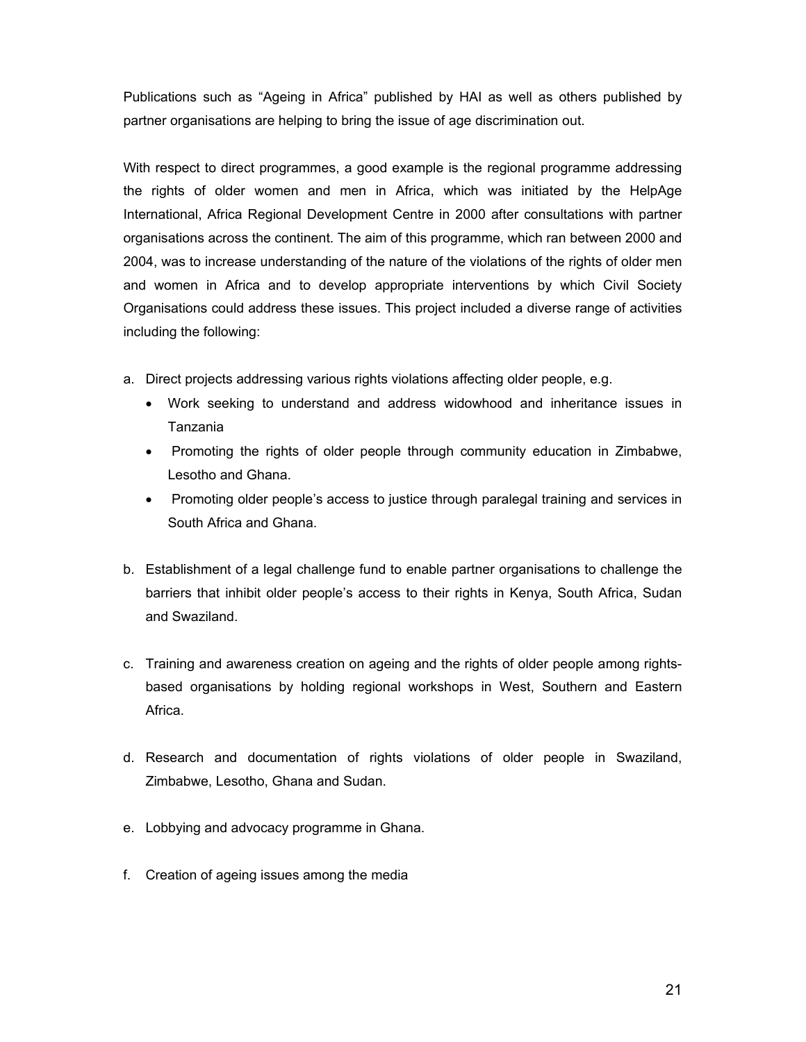Publications such as "Ageing in Africa" published by HAI as well as others published by partner organisations are helping to bring the issue of age discrimination out.

With respect to direct programmes, a good example is the regional programme addressing the rights of older women and men in Africa, which was initiated by the HelpAge International, Africa Regional Development Centre in 2000 after consultations with partner organisations across the continent. The aim of this programme, which ran between 2000 and 2004, was to increase understanding of the nature of the violations of the rights of older men and women in Africa and to develop appropriate interventions by which Civil Society Organisations could address these issues. This project included a diverse range of activities including the following:

a. Direct projects addressing various rights violations affecting older people, e.g.
   - Work seeking to understand and address widowhood and inheritance issues in Tanzania
   - Promoting the rights of older people through community education in Zimbabwe, Lesotho and Ghana.
   - Promoting older people's access to justice through paralegal training and services in South Africa and Ghana.

b. Establishment of a legal challenge fund to enable partner organisations to challenge the barriers that inhibit older people's access to their rights in Kenya, South Africa, Sudan and Swaziland.

c. Training and awareness creation on ageing and the rights of older people among rights-based organisations by holding regional workshops in West, Southern and Eastern Africa.

d. Research and documentation of rights violations of older people in Swaziland, Zimbabwe, Lesotho, Ghana and Sudan.

e. Lobbying and advocacy programme in Ghana.

f. Creation of ageing issues among the media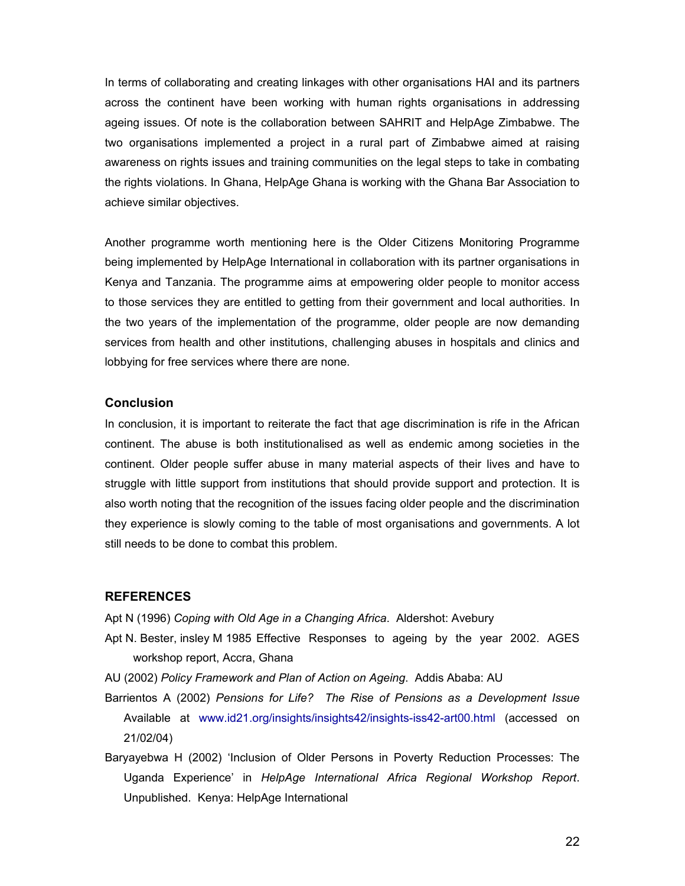In terms of collaborating and creating linkages with other organisations HAI and its partners across the continent have been working with human rights organisations in addressing ageing issues. Of note is the collaboration between SAHRIT and HelpAge Zimbabwe. The two organisations implemented a project in a rural part of Zimbabwe aimed at raising awareness on rights issues and training communities on the legal steps to take in combating the rights violations. In Ghana, HelpAge Ghana is working with the Ghana Bar Association to achieve similar objectives.

Another programme worth mentioning here is the Older Citizens Monitoring Programme being implemented by HelpAge International in collaboration with its partner organisations in Kenya and Tanzania. The programme aims at empowering older people to monitor access to those services they are entitled to getting from their government and local authorities. In the two years of the implementation of the programme, older people are now demanding services from health and other institutions, challenging abuses in hospitals and clinics and lobbying for free services where there are none.

### Conclusion

In conclusion, it is important to reiterate the fact that age discrimination is rife in the African continent. The abuse is both institutionalised as well as endemic among societies in the continent. Older people suffer abuse in many material aspects of their lives and have to struggle with little support from institutions that should provide support and protection. It is also worth noting that the recognition of the issues facing older people and the discrimination they experience is slowly coming to the table of most organisations and governments. A lot still needs to be done to combat this problem.

## REFERENCES

Apt N (1996) *Coping with Old Age in a Changing Africa*. Aldershot: Avebury

Apt N. Bester, insley M 1985 Effective Responses to ageing by the year 2002. AGES workshop report, Accra, Ghana

AU (2002) *Policy Framework and Plan of Action on Ageing*. Addis Ababa: AU

Barrientos A (2002) *Pensions for Life? The Rise of Pensions as a Development Issue* Available at www.id21.org/insights/insights42/insights-iss42-art00.html (accessed on 21/02/04)

Baryayebwa H (2002) 'Inclusion of Older Persons in Poverty Reduction Processes: The Uganda Experience' in *HelpAge International Africa Regional Workshop Report*. Unpublished. Kenya: HelpAge International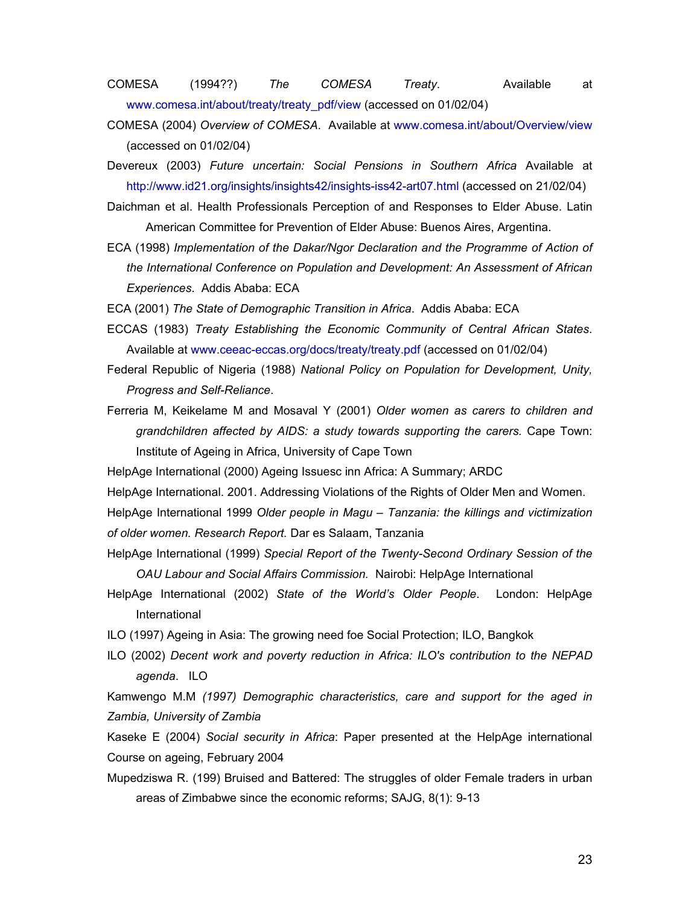COMESA (1994??) *The COMESA Treaty*. Available at www.comesa.int/about/treaty/treaty_pdf/view (accessed on 01/02/04)

COMESA (2004) *Overview of COMESA*. Available at www.comesa.int/about/Overview/view (accessed on 01/02/04)

Devereux (2003) *Future uncertain: Social Pensions in Southern Africa* Available at http://www.id21.org/insights/insights42/insights-iss42-art07.html (accessed on 21/02/04)

Daichman et al. Health Professionals Perception of and Responses to Elder Abuse. Latin American Committee for Prevention of Elder Abuse: Buenos Aires, Argentina.

ECA (1998) *Implementation of the Dakar/Ngor Declaration and the Programme of Action of the International Conference on Population and Development: An Assessment of African Experiences*. Addis Ababa: ECA

ECA (2001) *The State of Demographic Transition in Africa*. Addis Ababa: ECA

ECCAS (1983) *Treaty Establishing the Economic Community of Central African States*. Available at www.ceeac-eccas.org/docs/treaty/treaty.pdf (accessed on 01/02/04)

Federal Republic of Nigeria (1988) *National Policy on Population for Development, Unity, Progress and Self-Reliance*.

Ferreria M, Keikelame M and Mosaval Y (2001) *Older women as carers to children and grandchildren affected by AIDS: a study towards supporting the carers.* Cape Town: Institute of Ageing in Africa, University of Cape Town

HelpAge International (2000) Ageing Issuesc inn Africa: A Summary; ARDC

HelpAge International. 2001. Addressing Violations of the Rights of Older Men and Women.

HelpAge International 1999 *Older people in Magu – Tanzania: the killings and victimization of older women. Research Report.* Dar es Salaam, Tanzania

HelpAge International (1999) *Special Report of the Twenty-Second Ordinary Session of the OAU Labour and Social Affairs Commission.* Nairobi: HelpAge International

HelpAge International (2002) *State of the World's Older People*. London: HelpAge International

ILO (1997) Ageing in Asia: The growing need foe Social Protection; ILO, Bangkok

ILO (2002) *Decent work and poverty reduction in Africa: ILO's contribution to the NEPAD agenda*. ILO

Kamwengo M.M *(1997) Demographic characteristics, care and support for the aged in Zambia, University of Zambia*

Kaseke E (2004) *Social security in Africa*: Paper presented at the HelpAge international Course on ageing, February 2004

Mupedziswa R. (199) Bruised and Battered: The struggles of older Female traders in urban areas of Zimbabwe since the economic reforms; SAJG, 8(1): 9-13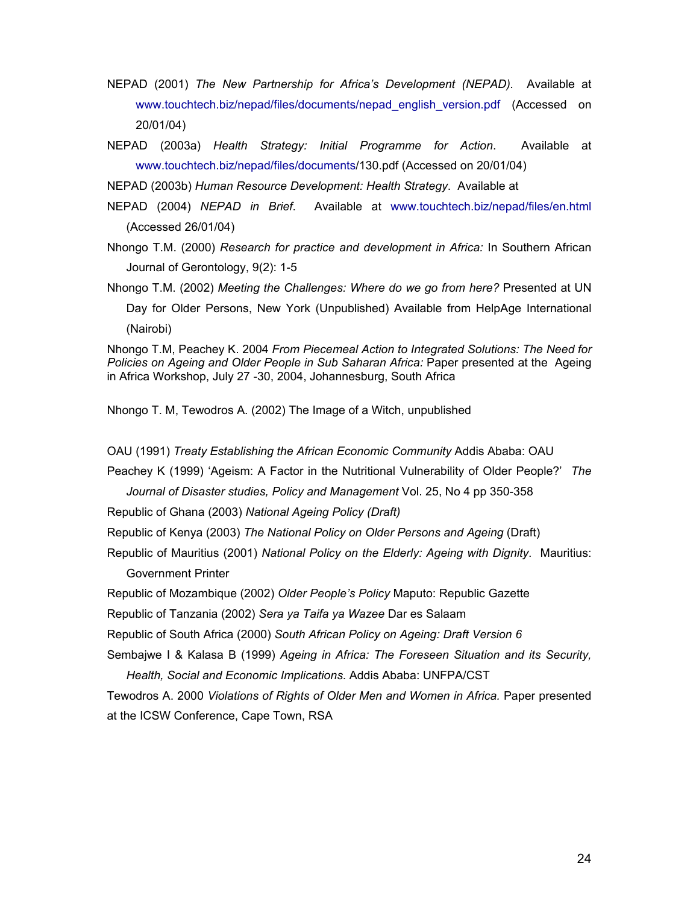NEPAD (2001) *The New Partnership for Africa's Development (NEPAD).* Available at www.touchtech.biz/nepad/files/documents/nepad_english_version.pdf (Accessed on 20/01/04)

NEPAD (2003a) *Health Strategy: Initial Programme for Action*. Available at www.touchtech.biz/nepad/files/documents/130.pdf (Accessed on 20/01/04)

NEPAD (2003b) *Human Resource Development: Health Strategy*. Available at

NEPAD (2004) *NEPAD in Brief*. Available at www.touchtech.biz/nepad/files/en.html (Accessed 26/01/04)

Nhongo T.M. (2000) *Research for practice and development in Africa:* In Southern African Journal of Gerontology, 9(2): 1-5

Nhongo T.M. (2002) *Meeting the Challenges: Where do we go from here?* Presented at UN Day for Older Persons, New York (Unpublished) Available from HelpAge International (Nairobi)

Nhongo T.M, Peachey K. 2004 *From Piecemeal Action to Integrated Solutions: The Need for Policies on Ageing and Older People in Sub Saharan Africa:* Paper presented at the Ageing in Africa Workshop, July 27 -30, 2004, Johannesburg, South Africa

Nhongo T. M, Tewodros A. (2002) The Image of a Witch, unpublished

OAU (1991) *Treaty Establishing the African Economic Community* Addis Ababa: OAU

Peachey K (1999) 'Ageism: A Factor in the Nutritional Vulnerability of Older People?' *The Journal of Disaster studies, Policy and Management* Vol. 25, No 4 pp 350-358

Republic of Ghana (2003) *National Ageing Policy (Draft)*

Republic of Kenya (2003) *The National Policy on Older Persons and Ageing* (Draft)

Republic of Mauritius (2001) *National Policy on the Elderly: Ageing with Dignity*. Mauritius: Government Printer

Republic of Mozambique (2002) *Older People's Policy* Maputo: Republic Gazette

Republic of Tanzania (2002) *Sera ya Taifa ya Wazee* Dar es Salaam

Republic of South Africa (2000) *South African Policy on Ageing: Draft Version 6*

Sembajwe I & Kalasa B (1999) *Ageing in Africa: The Foreseen Situation and its Security, Health, Social and Economic Implications*. Addis Ababa: UNFPA/CST

Tewodros A. 2000 *Violations of Rights of Older Men and Women in Africa.* Paper presented at the ICSW Conference, Cape Town, RSA